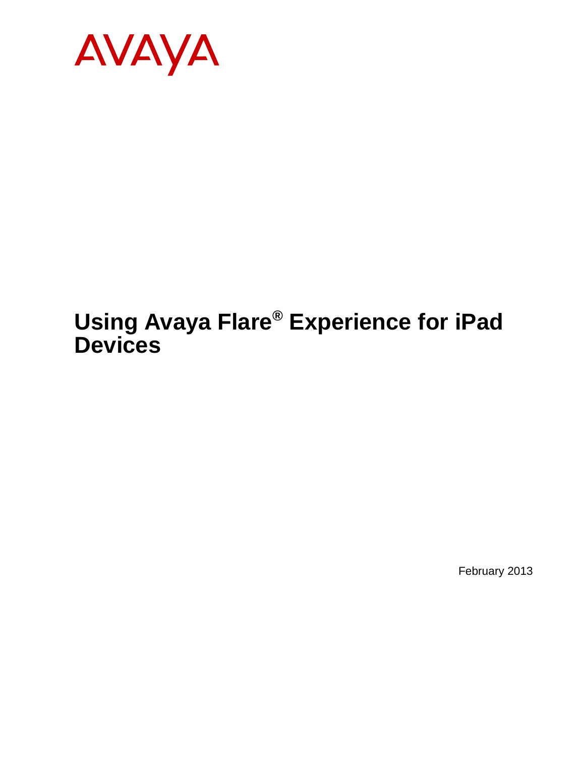AVAYA

# Using Avaya Flare® Experience for iPad Devices

February 2013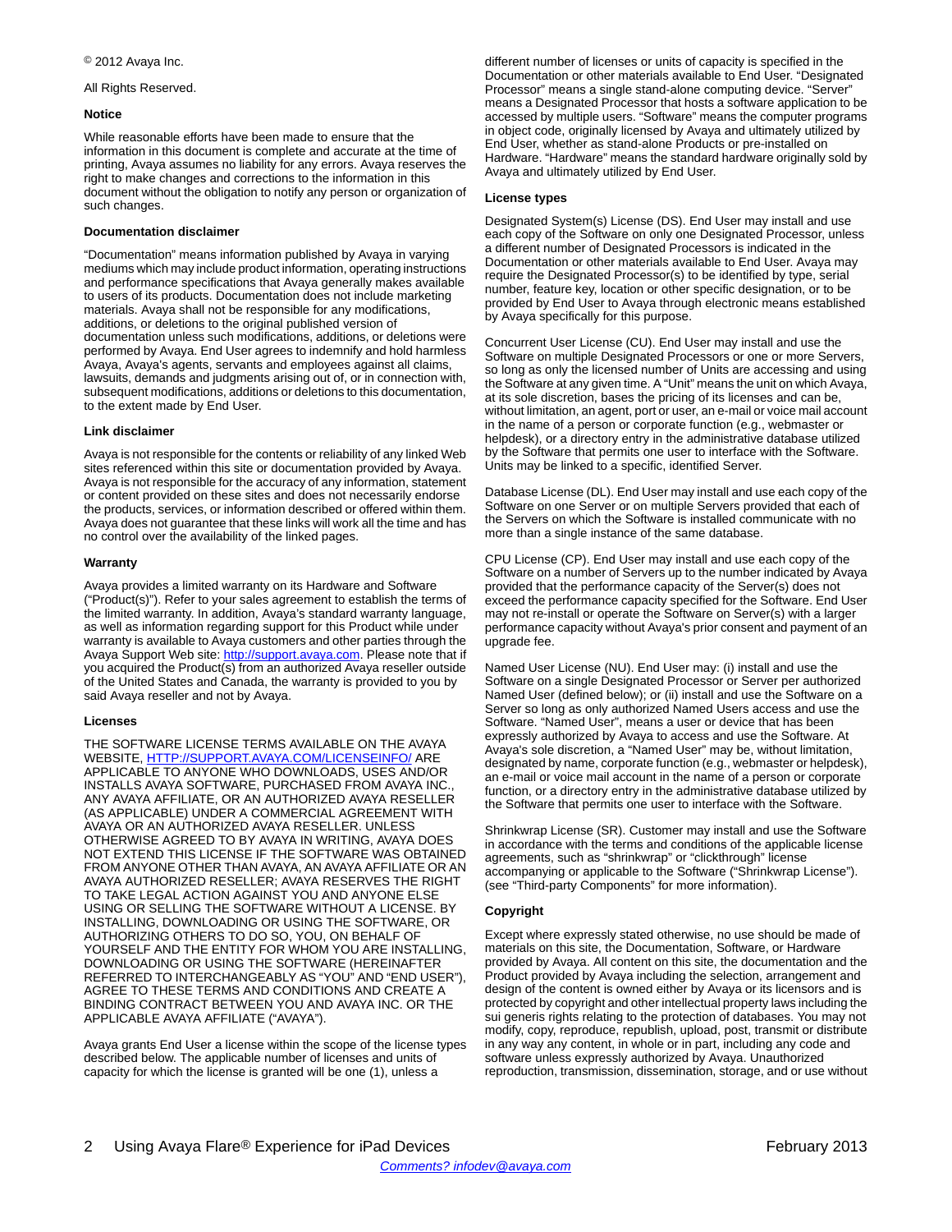© 2012 Avaya Inc.

All Rights Reserved.

### Notice

While reasonable efforts have been made to ensure that the information in this document is complete and accurate at the time of printing, Avaya assumes no liability for any errors. Avaya reserves the right to make changes and corrections to the information in this document without the obligation to notify any person or organization of such changes.

### Documentation disclaimer

"Documentation" means information published by Avaya in varying mediums which may include product information, operating instructions and performance specifications that Avaya generally makes available to users of its products. Documentation does not include marketing materials. Avaya shall not be responsible for any modifications, additions, or deletions to the original published version of documentation unless such modifications, additions, or deletions were performed by Avaya. End User agrees to indemnify and hold harmless Avaya, Avaya's agents, servants and employees against all claims, lawsuits, demands and judgments arising out of, or in connection with, subsequent modifications, additions or deletions to this documentation, to the extent made by End User.

### Link disclaimer

Avaya is not responsible for the contents or reliability of any linked Web sites referenced within this site or documentation provided by Avaya. Avaya is not responsible for the accuracy of any information, statement or content provided on these sites and does not necessarily endorse the products, services, or information described or offered within them. Avaya does not guarantee that these links will work all the time and has no control over the availability of the linked pages.

### Warranty

Avaya provides a limited warranty on its Hardware and Software ("Product(s)"). Refer to your sales agreement to establish the terms of the limited warranty. In addition, Avaya's standard warranty language, as well as information regarding support for this Product while under warranty is available to Avaya customers and other parties through the Avaya Support Web site: http://support.avaya.com. Please note that if you acquired the Product(s) from an authorized Avaya reseller outside of the United States and Canada, the warranty is provided to you by said Avaya reseller and not by Avaya.

### Licenses

THE SOFTWARE LICENSE TERMS AVAILABLE ON THE AVAYA WEBSITE, HTTP://SUPPORT.AVAYA.COM/LICENSEINFO/ ARE APPLICABLE TO ANYONE WHO DOWNLOADS, USES AND/OR INSTALLS AVAYA SOFTWARE, PURCHASED FROM AVAYA INC., ANY AVAYA AFFILIATE, OR AN AUTHORIZED AVAYA RESELLER (AS APPLICABLE) UNDER A COMMERCIAL AGREEMENT WITH AVAYA OR AN AUTHORIZED AVAYA RESELLER. UNLESS OTHERWISE AGREED TO BY AVAYA IN WRITING, AVAYA DOES NOT EXTEND THIS LICENSE IF THE SOFTWARE WAS OBTAINED FROM ANYONE OTHER THAN AVAYA, AN AVAYA AFFILIATE OR AN AVAYA AUTHORIZED RESELLER; AVAYA RESERVES THE RIGHT TO TAKE LEGAL ACTION AGAINST YOU AND ANYONE ELSE USING OR SELLING THE SOFTWARE WITHOUT A LICENSE. BY INSTALLING, DOWNLOADING OR USING THE SOFTWARE, OR AUTHORIZING OTHERS TO DO SO, YOU, ON BEHALF OF YOURSELF AND THE ENTITY FOR WHOM YOU ARE INSTALLING, DOWNLOADING OR USING THE SOFTWARE (HEREINAFTER REFERRED TO INTERCHANGEABLY AS "YOU" AND "END USER"), AGREE TO THESE TERMS AND CONDITIONS AND CREATE A BINDING CONTRACT BETWEEN YOU AND AVAYA INC. OR THE APPLICABLE AVAYA AFFILIATE ("AVAYA").

Avaya grants End User a license within the scope of the license types described below. The applicable number of licenses and units of capacity for which the license is granted will be one (1), unless a different number of licenses or units of capacity is specified in the Documentation or other materials available to End User. "Designated Processor" means a single stand-alone computing device. "Server" means a Designated Processor that hosts a software application to be accessed by multiple users. "Software" means the computer programs in object code, originally licensed by Avaya and ultimately utilized by End User, whether as stand-alone Products or pre-installed on Hardware. "Hardware" means the standard hardware originally sold by Avaya and ultimately utilized by End User.

### License types

Designated System(s) License (DS). End User may install and use each copy of the Software on only one Designated Processor, unless a different number of Designated Processors is indicated in the Documentation or other materials available to End User. Avaya may require the Designated Processor(s) to be identified by type, serial number, feature key, location or other specific designation, or to be provided by End User to Avaya through electronic means established by Avaya specifically for this purpose.

Concurrent User License (CU). End User may install and use the Software on multiple Designated Processors or one or more Servers, so long as only the licensed number of Units are accessing and using the Software at any given time. A "Unit" means the unit on which Avaya, at its sole discretion, bases the pricing of its licenses and can be, without limitation, an agent, port or user, an e-mail or voice mail account in the name of a person or corporate function (e.g., webmaster or helpdesk), or a directory entry in the administrative database utilized by the Software that permits one user to interface with the Software. Units may be linked to a specific, identified Server.

Database License (DL). End User may install and use each copy of the Software on one Server or on multiple Servers provided that each of the Servers on which the Software is installed communicate with no more than a single instance of the same database.

CPU License (CP). End User may install and use each copy of the Software on a number of Servers up to the number indicated by Avaya provided that the performance capacity of the Server(s) does not exceed the performance capacity specified for the Software. End User may not re-install or operate the Software on Server(s) with a larger performance capacity without Avaya's prior consent and payment of an upgrade fee.

Named User License (NU). End User may: (i) install and use the Software on a single Designated Processor or Server per authorized Named User (defined below); or (ii) install and use the Software on a Server so long as only authorized Named Users access and use the Software. "Named User", means a user or device that has been expressly authorized by Avaya to access and use the Software. At Avaya's sole discretion, a "Named User" may be, without limitation, designated by name, corporate function (e.g., webmaster or helpdesk), an e-mail or voice mail account in the name of a person or corporate function, or a directory entry in the administrative database utilized by the Software that permits one user to interface with the Software.

Shrinkwrap License (SR). Customer may install and use the Software in accordance with the terms and conditions of the applicable license agreements, such as "shrinkwrap" or "clickthrough" license accompanying or applicable to the Software ("Shrinkwrap License"). (see "Third-party Components" for more information).

### Copyright

Except where expressly stated otherwise, no use should be made of materials on this site, the Documentation, Software, or Hardware provided by Avaya. All content on this site, the documentation and the Product provided by Avaya including the selection, arrangement and design of the content is owned either by Avaya or its licensors and is protected by copyright and other intellectual property laws including the sui generis rights relating to the protection of databases. You may not modify, copy, reproduce, republish, upload, post, transmit or distribute in any way any content, in whole or in part, including any code and software unless expressly authorized by Avaya. Unauthorized reproduction, transmission, dissemination, storage, and or use without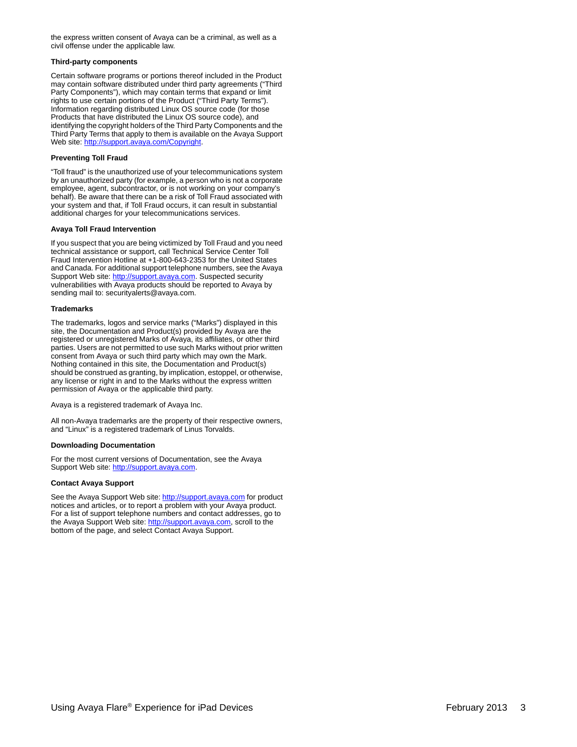the express written consent of Avaya can be a criminal, as well as a civil offense under the applicable law.

#### Third-party components

Certain software programs or portions thereof included in the Product may contain software distributed under third party agreements ("Third Party Components"), which may contain terms that expand or limit rights to use certain portions of the Product ("Third Party Terms"). Information regarding distributed Linux OS source code (for those Products that have distributed the Linux OS source code), and identifying the copyright holders of the Third Party Components and the Third Party Terms that apply to them is available on the Avaya Support Web site: http://support.avaya.com/Copyright.

#### Preventing Toll Fraud

"Toll fraud" is the unauthorized use of your telecommunications system by an unauthorized party (for example, a person who is not a corporate employee, agent, subcontractor, or is not working on your company's behalf). Be aware that there can be a risk of Toll Fraud associated with your system and that, if Toll Fraud occurs, it can result in substantial additional charges for your telecommunications services.

#### Avaya Toll Fraud Intervention

If you suspect that you are being victimized by Toll Fraud and you need technical assistance or support, call Technical Service Center Toll Fraud Intervention Hotline at +1-800-643-2353 for the United States and Canada. For additional support telephone numbers, see the Avaya Support Web site: http://support.avaya.com. Suspected security vulnerabilities with Avaya products should be reported to Avaya by sending mail to: securityalerts@avaya.com.

#### Trademarks

The trademarks, logos and service marks ("Marks") displayed in this site, the Documentation and Product(s) provided by Avaya are the registered or unregistered Marks of Avaya, its affiliates, or other third parties. Users are not permitted to use such Marks without prior written consent from Avaya or such third party which may own the Mark. Nothing contained in this site, the Documentation and Product(s) should be construed as granting, by implication, estoppel, or otherwise, any license or right in and to the Marks without the express written permission of Avaya or the applicable third party.

Avaya is a registered trademark of Avaya Inc.

All non-Avaya trademarks are the property of their respective owners, and "Linux" is a registered trademark of Linus Torvalds.

#### Downloading Documentation

For the most current versions of Documentation, see the Avaya Support Web site: http://support.avaya.com.

#### Contact Avaya Support

See the Avaya Support Web site: http://support.avaya.com for product notices and articles, or to report a problem with your Avaya product. For a list of support telephone numbers and contact addresses, go to the Avaya Support Web site: http://support.avaya.com, scroll to the bottom of the page, and select Contact Avaya Support.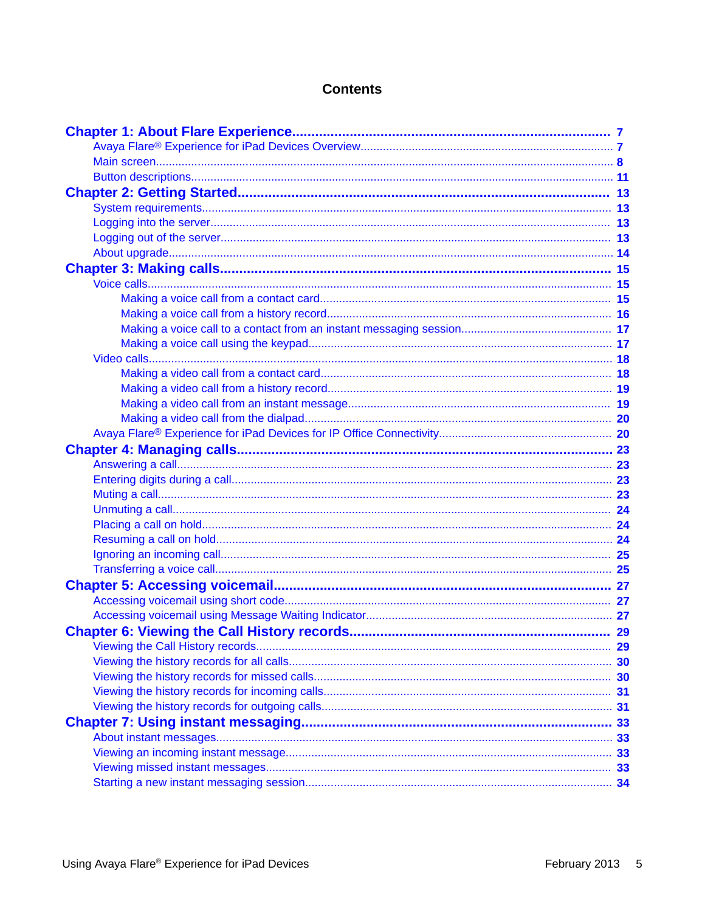# Contents

**Chapter 1: About Flare Experience** ..... 7
- Avaya Flare® Experience for iPad Devices Overview ..... 7
- Main screen ..... 8
- Button descriptions ..... 11

**Chapter 2: Getting Started** ..... 13
- System requirements ..... 13
- Logging into the server ..... 13
- Logging out of the server ..... 13
- About upgrade ..... 14

**Chapter 3: Making calls** ..... 15
- Voice calls ..... 15
  - Making a voice call from a contact card ..... 15
  - Making a voice call from a history record ..... 16
  - Making a voice call to a contact from an instant messaging session ..... 17
  - Making a voice call using the keypad ..... 17
- Video calls ..... 18
  - Making a video call from a contact card ..... 18
  - Making a video call from a history record ..... 19
  - Making a video call from an instant message ..... 19
  - Making a video call from the dialpad ..... 20
- Avaya Flare® Experience for iPad Devices for IP Office Connectivity ..... 20

**Chapter 4: Managing calls** ..... 23
- Answering a call ..... 23
- Entering digits during a call ..... 23
- Muting a call ..... 23
- Unmuting a call ..... 24
- Placing a call on hold ..... 24
- Resuming a call on hold ..... 24
- Ignoring an incoming call ..... 25
- Transferring a voice call ..... 25

**Chapter 5: Accessing voicemail** ..... 27
- Accessing voicemail using short code ..... 27
- Accessing voicemail using Message Waiting Indicator ..... 27

**Chapter 6: Viewing the Call History records** ..... 29
- Viewing the Call History records ..... 29
- Viewing the history records for all calls ..... 30
- Viewing the history records for missed calls ..... 30
- Viewing the history records for incoming calls ..... 31
- Viewing the history records for outgoing calls ..... 31

**Chapter 7: Using instant messaging** ..... 33
- About instant messages ..... 33
- Viewing an incoming instant message ..... 33
- Viewing missed instant messages ..... 33
- Starting a new instant messaging session ..... 34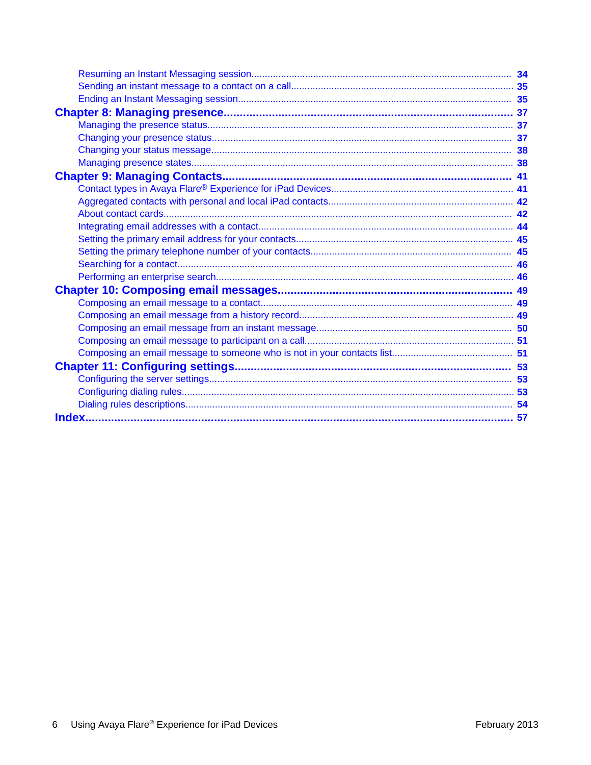Resuming an Instant Messaging session .... 34
Sending an instant message to a contact on a call .... 35
Ending an Instant Messaging session .... 35

**Chapter 8: Managing presence .... 37**

Managing the presence status .... 37
Changing your presence status .... 37
Changing your status message .... 38
Managing presence states .... 38

**Chapter 9: Managing Contacts .... 41**

Contact types in Avaya Flare® Experience for iPad Devices .... 41
Aggregated contacts with personal and local iPad contacts .... 42
About contact cards .... 42
Integrating email addresses with a contact .... 44
Setting the primary email address for your contacts .... 45
Setting the primary telephone number of your contacts .... 45
Searching for a contact .... 46
Performing an enterprise search .... 46

**Chapter 10: Composing email messages .... 49**

Composing an email message to a contact .... 49
Composing an email message from a history record .... 49
Composing an email message from an instant message .... 50
Composing an email message to participant on a call .... 51
Composing an email message to someone who is not in your contacts list .... 51

**Chapter 11: Configuring settings .... 53**

Configuring the server settings .... 53
Configuring dialing rules .... 53
Dialing rules descriptions .... 54

**Index .... 57**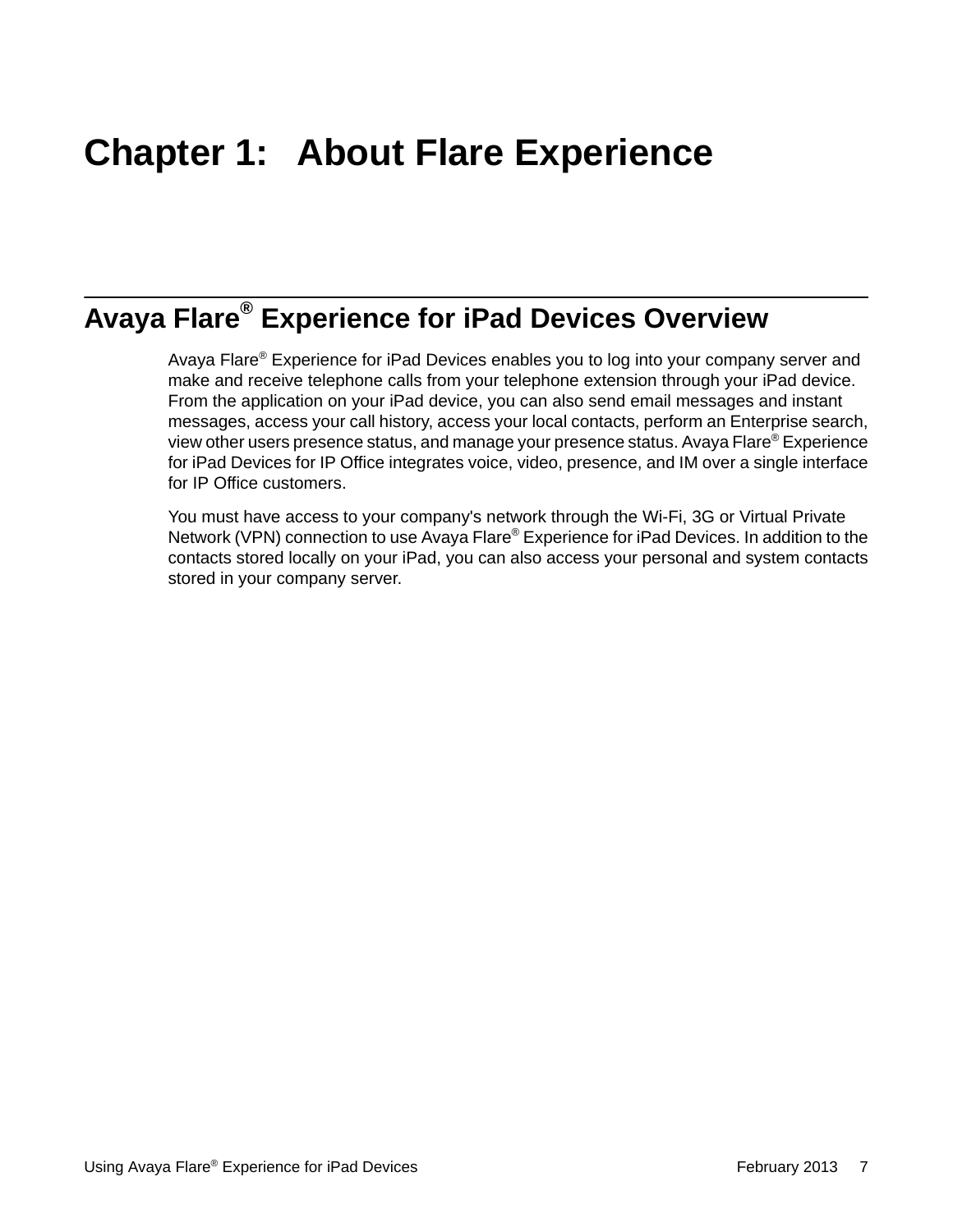# Chapter 1: About Flare Experience

## Avaya Flare® Experience for iPad Devices Overview

Avaya Flare® Experience for iPad Devices enables you to log into your company server and make and receive telephone calls from your telephone extension through your iPad device. From the application on your iPad device, you can also send email messages and instant messages, access your call history, access your local contacts, perform an Enterprise search, view other users presence status, and manage your presence status. Avaya Flare® Experience for iPad Devices for IP Office integrates voice, video, presence, and IM over a single interface for IP Office customers.

You must have access to your company's network through the Wi-Fi, 3G or Virtual Private Network (VPN) connection to use Avaya Flare® Experience for iPad Devices. In addition to the contacts stored locally on your iPad, you can also access your personal and system contacts stored in your company server.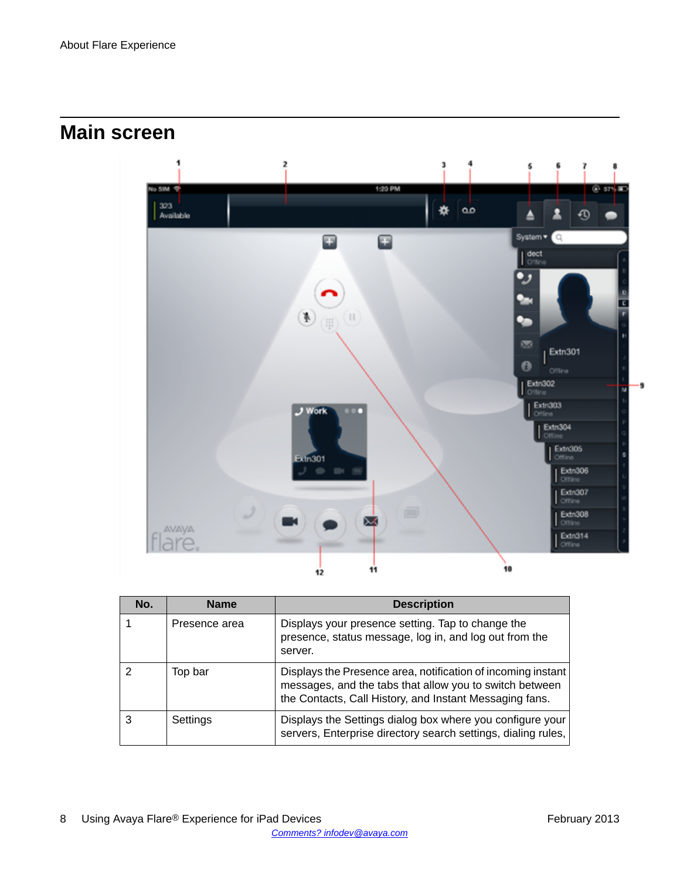## Main screen

| No. | Name | Description |
| --- | --- | --- |
| 1 | Presence area | Displays your presence setting. Tap to change the presence, status message, log in, and log out from the server. |
| 2 | Top bar | Displays the Presence area, notification of incoming instant messages, and the tabs that allow you to switch between the Contacts, Call History, and Instant Messaging fans. |
| 3 | Settings | Displays the Settings dialog box where you configure your servers, Enterprise directory search settings, dialing rules, |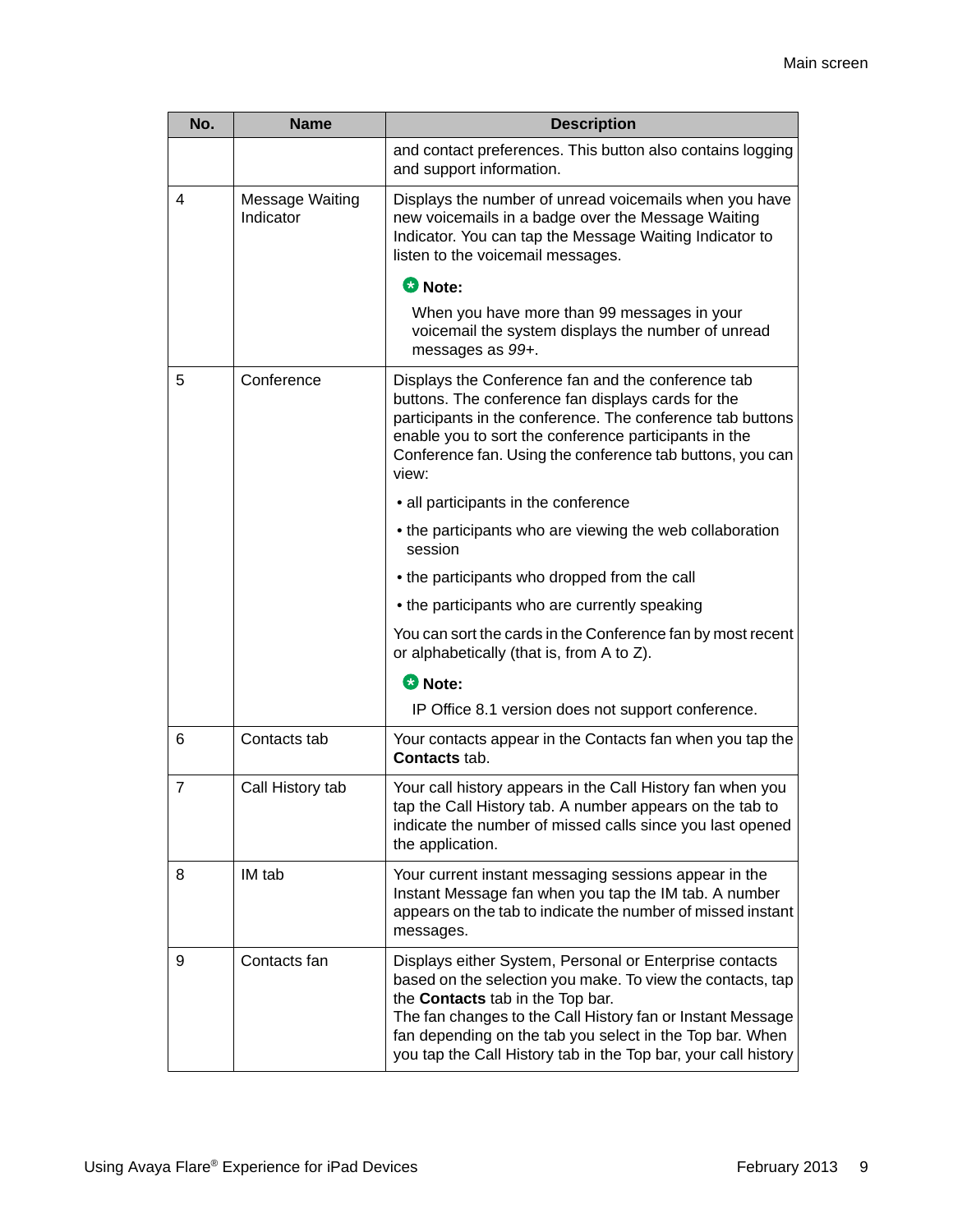| No. | Name | Description |
| --- | --- | --- |
| | | and contact preferences. This button also contains logging and support information. |
| 4 | Message Waiting Indicator | Displays the number of unread voicemails when you have new voicemails in a badge over the Message Waiting Indicator. You can tap the Message Waiting Indicator to listen to the voicemail messages.<br><br>**Note:**<br><br>When you have more than 99 messages in your voicemail the system displays the number of unread messages as *99+*. |
| 5 | Conference | Displays the Conference fan and the conference tab buttons. The conference fan displays cards for the participants in the conference. The conference tab buttons enable you to sort the conference participants in the Conference fan. Using the conference tab buttons, you can view:<br><br>• all participants in the conference<br><br>• the participants who are viewing the web collaboration session<br><br>• the participants who dropped from the call<br><br>• the participants who are currently speaking<br><br>You can sort the cards in the Conference fan by most recent or alphabetically (that is, from A to Z).<br><br>**Note:**<br><br>IP Office 8.1 version does not support conference. |
| 6 | Contacts tab | Your contacts appear in the Contacts fan when you tap the **Contacts** tab. |
| 7 | Call History tab | Your call history appears in the Call History fan when you tap the Call History tab. A number appears on the tab to indicate the number of missed calls since you last opened the application. |
| 8 | IM tab | Your current instant messaging sessions appear in the Instant Message fan when you tap the IM tab. A number appears on the tab to indicate the number of missed instant messages. |
| 9 | Contacts fan | Displays either System, Personal or Enterprise contacts based on the selection you make. To view the contacts, tap the **Contacts** tab in the Top bar.<br>The fan changes to the Call History fan or Instant Message fan depending on the tab you select in the Top bar. When you tap the Call History tab in the Top bar, your call history |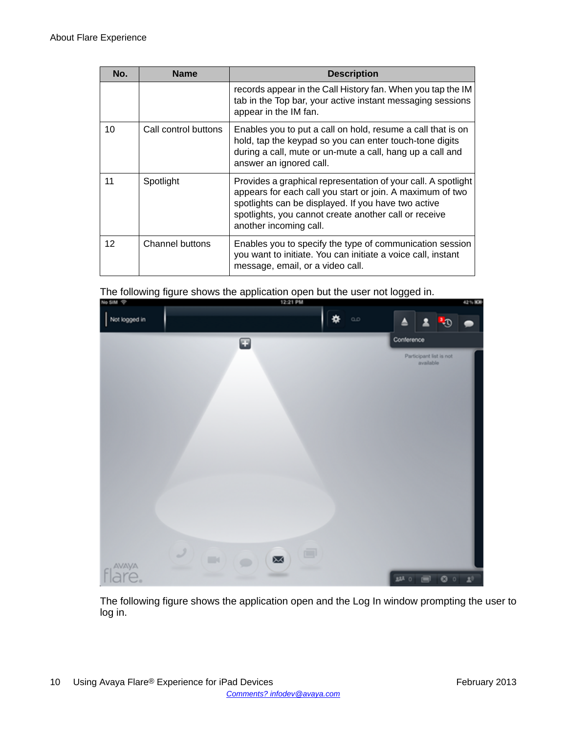| No. | Name | Description |
|---|---|---|
| | | records appear in the Call History fan. When you tap the IM tab in the Top bar, your active instant messaging sessions appear in the IM fan. |
| 10 | Call control buttons | Enables you to put a call on hold, resume a call that is on hold, tap the keypad so you can enter touch-tone digits during a call, mute or un-mute a call, hang up a call and answer an ignored call. |
| 11 | Spotlight | Provides a graphical representation of your call. A spotlight appears for each call you start or join. A maximum of two spotlights can be displayed. If you have two active spotlights, you cannot create another call or receive another incoming call. |
| 12 | Channel buttons | Enables you to specify the type of communication session you want to initiate. You can initiate a voice call, instant message, email, or a video call. |

The following figure shows the application open but the user not logged in.

The following figure shows the application open and the Log In window prompting the user to log in.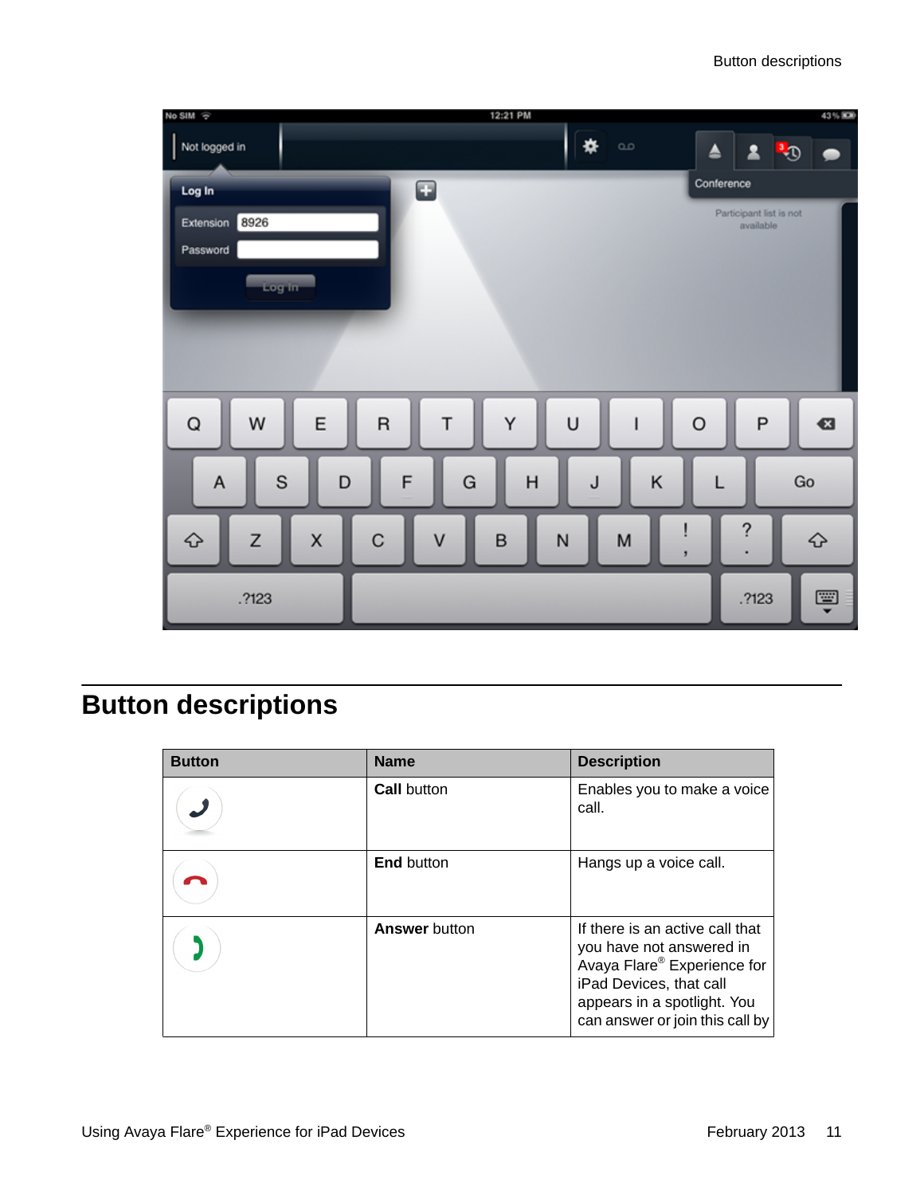## Button descriptions

| Button | Name | Description |
|---|---|---|
| | **Call** button | Enables you to make a voice call. |
| | **End** button | Hangs up a voice call. |
| | **Answer** button | If there is an active call that you have not answered in Avaya Flare® Experience for iPad Devices, that call appears in a spotlight. You can answer or join this call by |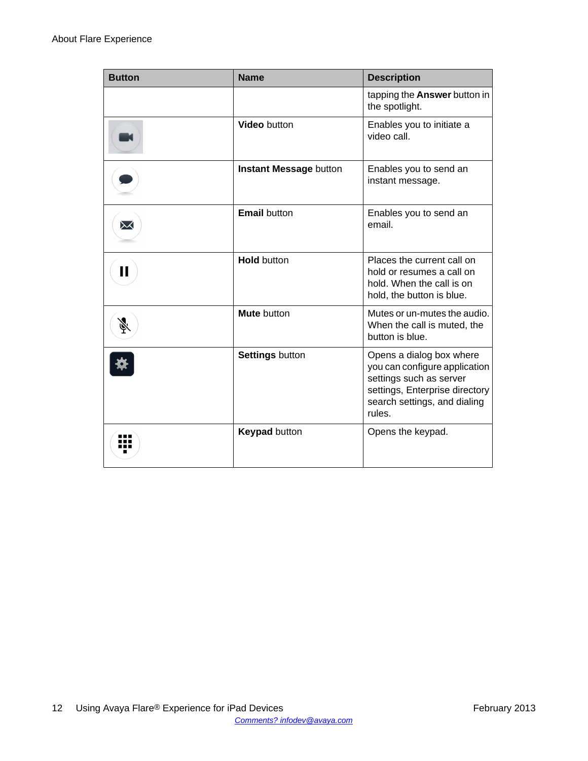| Button | Name | Description |
| --- | --- | --- |
| | | tapping the **Answer** button in the spotlight. |
| | **Video** button | Enables you to initiate a video call. |
| | **Instant Message** button | Enables you to send an instant message. |
| | **Email** button | Enables you to send an email. |
| | **Hold** button | Places the current call on hold or resumes a call on hold. When the call is on hold, the button is blue. |
| | **Mute** button | Mutes or un-mutes the audio. When the call is muted, the button is blue. |
| | **Settings** button | Opens a dialog box where you can configure application settings such as server settings, Enterprise directory search settings, and dialing rules. |
| | **Keypad** button | Opens the keypad. |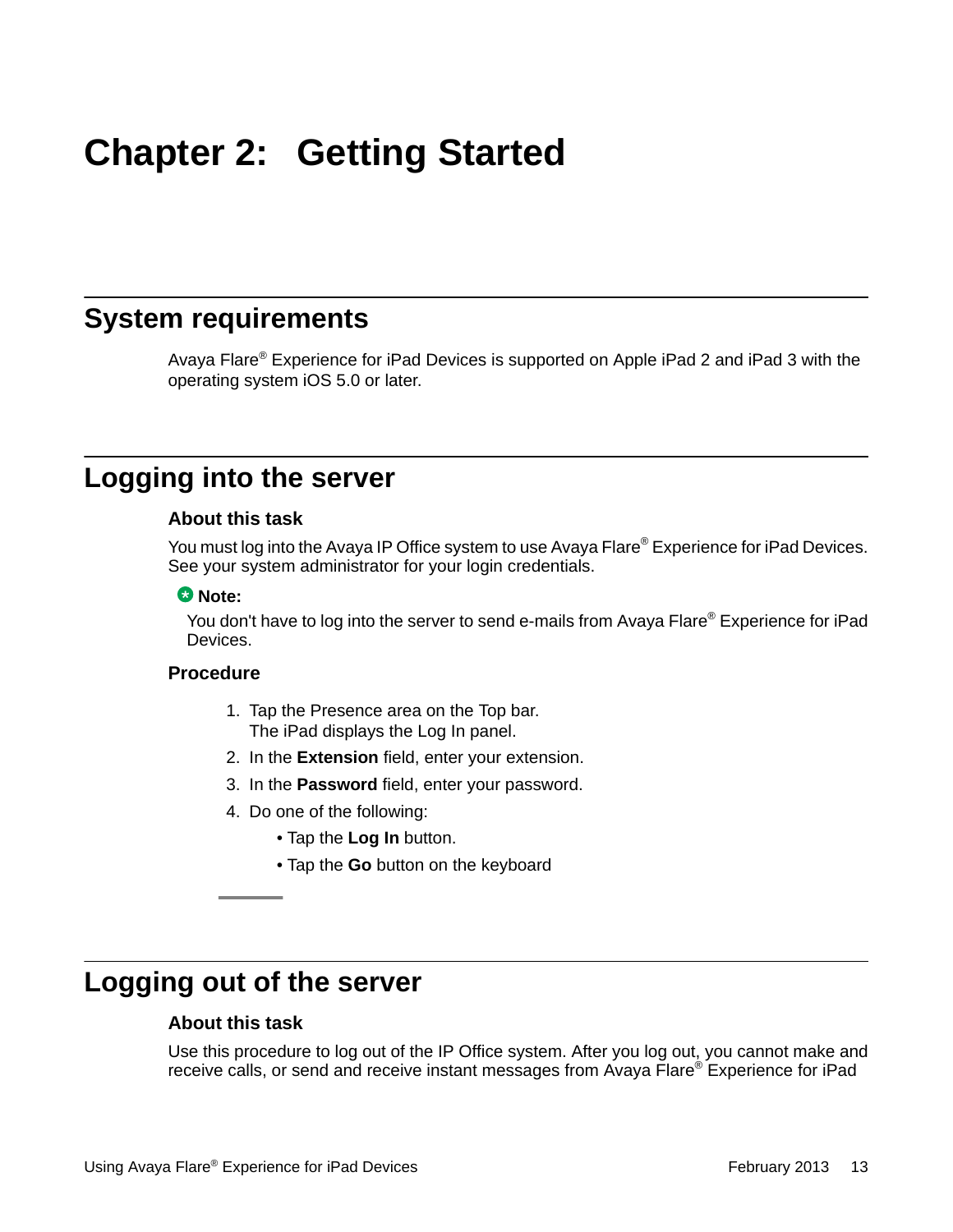# Chapter 2: Getting Started

## System requirements

Avaya Flare® Experience for iPad Devices is supported on Apple iPad 2 and iPad 3 with the operating system iOS 5.0 or later.

## Logging into the server

### About this task

You must log into the Avaya IP Office system to use Avaya Flare® Experience for iPad Devices. See your system administrator for your login credentials.

**Note:**

You don't have to log into the server to send e-mails from Avaya Flare® Experience for iPad Devices.

### Procedure

1. Tap the Presence area on the Top bar.
   The iPad displays the Log In panel.
2. In the **Extension** field, enter your extension.
3. In the **Password** field, enter your password.
4. Do one of the following:
   - Tap the **Log In** button.
   - Tap the **Go** button on the keyboard

## Logging out of the server

### About this task

Use this procedure to log out of the IP Office system. After you log out, you cannot make and receive calls, or send and receive instant messages from Avaya Flare® Experience for iPad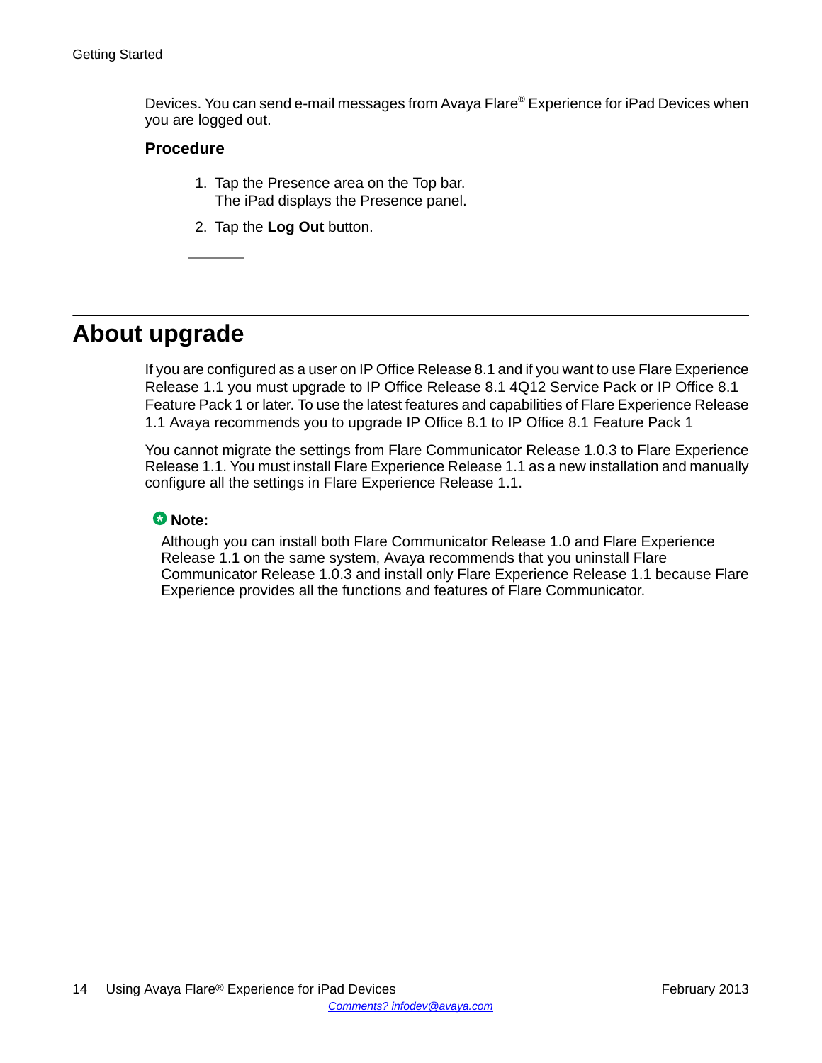Devices. You can send e-mail messages from Avaya Flare® Experience for iPad Devices when you are logged out.

**Procedure**

1. Tap the Presence area on the Top bar.
   The iPad displays the Presence panel.
2. Tap the **Log Out** button.

## About upgrade

If you are configured as a user on IP Office Release 8.1 and if you want to use Flare Experience Release 1.1 you must upgrade to IP Office Release 8.1 4Q12 Service Pack or IP Office 8.1 Feature Pack 1 or later. To use the latest features and capabilities of Flare Experience Release 1.1 Avaya recommends you to upgrade IP Office 8.1 to IP Office 8.1 Feature Pack 1

You cannot migrate the settings from Flare Communicator Release 1.0.3 to Flare Experience Release 1.1. You must install Flare Experience Release 1.1 as a new installation and manually configure all the settings in Flare Experience Release 1.1.

**Note:**

Although you can install both Flare Communicator Release 1.0 and Flare Experience Release 1.1 on the same system, Avaya recommends that you uninstall Flare Communicator Release 1.0.3 and install only Flare Experience Release 1.1 because Flare Experience provides all the functions and features of Flare Communicator.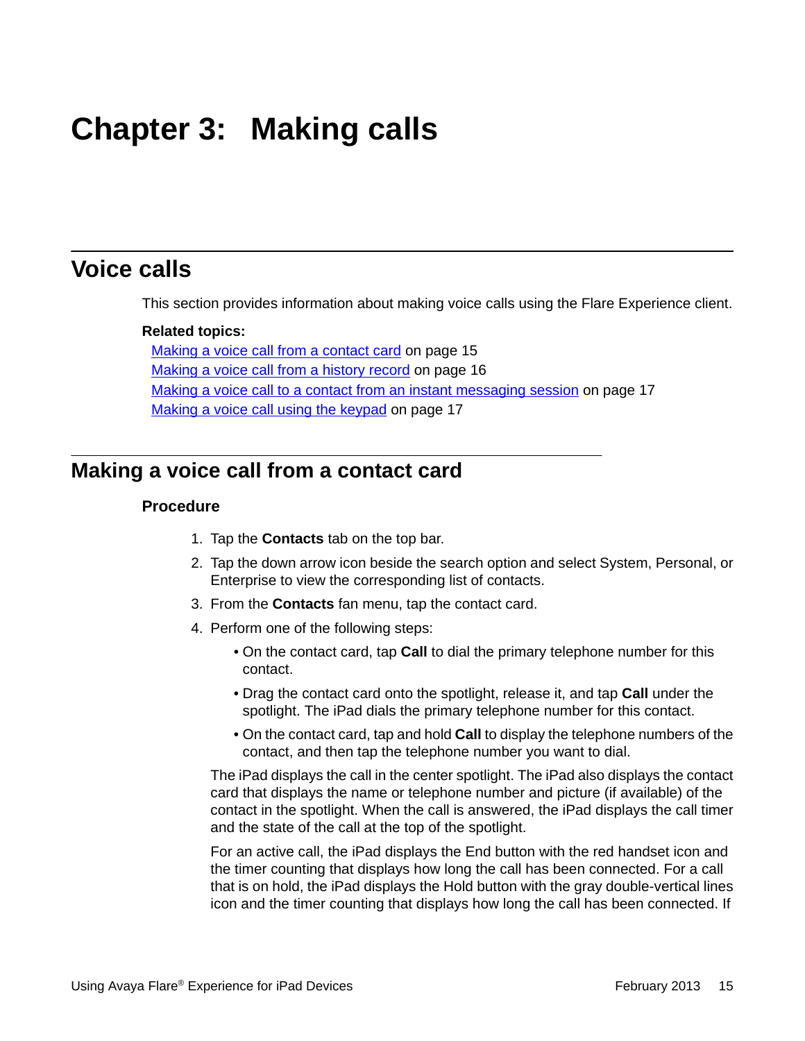# Chapter 3: Making calls

## Voice calls

This section provides information about making voice calls using the Flare Experience client.

**Related topics:**

Making a voice call from a contact card on page 15
Making a voice call from a history record on page 16
Making a voice call to a contact from an instant messaging session on page 17
Making a voice call using the keypad on page 17

## Making a voice call from a contact card

### Procedure

1. Tap the **Contacts** tab on the top bar.
2. Tap the down arrow icon beside the search option and select System, Personal, or Enterprise to view the corresponding list of contacts.
3. From the **Contacts** fan menu, tap the contact card.
4. Perform one of the following steps:
   - On the contact card, tap **Call** to dial the primary telephone number for this contact.
   - Drag the contact card onto the spotlight, release it, and tap **Call** under the spotlight. The iPad dials the primary telephone number for this contact.
   - On the contact card, tap and hold **Call** to display the telephone numbers of the contact, and then tap the telephone number you want to dial.

   The iPad displays the call in the center spotlight. The iPad also displays the contact card that displays the name or telephone number and picture (if available) of the contact in the spotlight. When the call is answered, the iPad displays the call timer and the state of the call at the top of the spotlight.

   For an active call, the iPad displays the End button with the red handset icon and the timer counting that displays how long the call has been connected. For a call that is on hold, the iPad displays the Hold button with the gray double-vertical lines icon and the timer counting that displays how long the call has been connected. If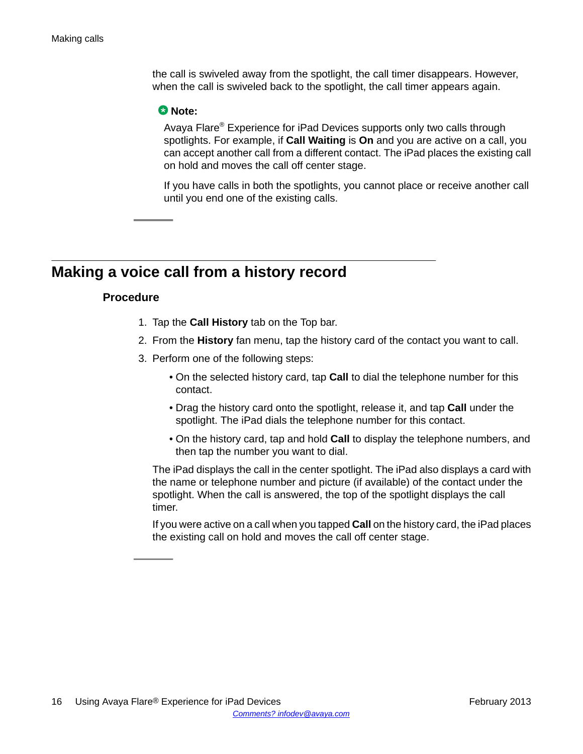the call is swiveled away from the spotlight, the call timer disappears. However, when the call is swiveled back to the spotlight, the call timer appears again.

**Note:**

Avaya Flare® Experience for iPad Devices supports only two calls through spotlights. For example, if **Call Waiting** is **On** and you are active on a call, you can accept another call from a different contact. The iPad places the existing call on hold and moves the call off center stage.

If you have calls in both the spotlights, you cannot place or receive another call until you end one of the existing calls.

## Making a voice call from a history record

### Procedure

1. Tap the **Call History** tab on the Top bar.
2. From the **History** fan menu, tap the history card of the contact you want to call.
3. Perform one of the following steps:
   - On the selected history card, tap **Call** to dial the telephone number for this contact.
   - Drag the history card onto the spotlight, release it, and tap **Call** under the spotlight. The iPad dials the telephone number for this contact.
   - On the history card, tap and hold **Call** to display the telephone numbers, and then tap the number you want to dial.

   The iPad displays the call in the center spotlight. The iPad also displays a card with the name or telephone number and picture (if available) of the contact under the spotlight. When the call is answered, the top of the spotlight displays the call timer.

   If you were active on a call when you tapped **Call** on the history card, the iPad places the existing call on hold and moves the call off center stage.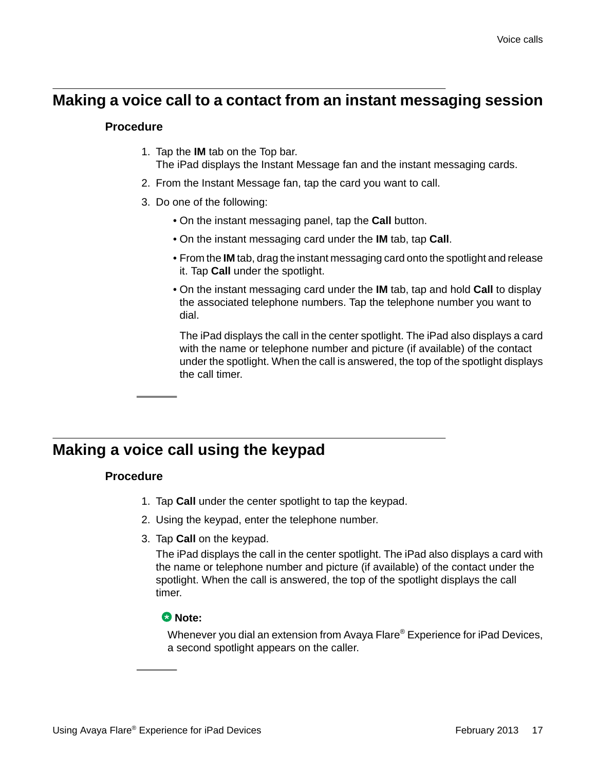## Making a voice call to a contact from an instant messaging session

### Procedure

1. Tap the **IM** tab on the Top bar.
   The iPad displays the Instant Message fan and the instant messaging cards.
2. From the Instant Message fan, tap the card you want to call.
3. Do one of the following:
   - On the instant messaging panel, tap the **Call** button.
   - On the instant messaging card under the **IM** tab, tap **Call**.
   - From the **IM** tab, drag the instant messaging card onto the spotlight and release it. Tap **Call** under the spotlight.
   - On the instant messaging card under the **IM** tab, tap and hold **Call** to display the associated telephone numbers. Tap the telephone number you want to dial.

   The iPad displays the call in the center spotlight. The iPad also displays a card with the name or telephone number and picture (if available) of the contact under the spotlight. When the call is answered, the top of the spotlight displays the call timer.

## Making a voice call using the keypad

### Procedure

1. Tap **Call** under the center spotlight to tap the keypad.
2. Using the keypad, enter the telephone number.
3. Tap **Call** on the keypad.
   The iPad displays the call in the center spotlight. The iPad also displays a card with the name or telephone number and picture (if available) of the contact under the spotlight. When the call is answered, the top of the spotlight displays the call timer.

   **Note:**

   Whenever you dial an extension from Avaya Flare® Experience for iPad Devices, a second spotlight appears on the caller.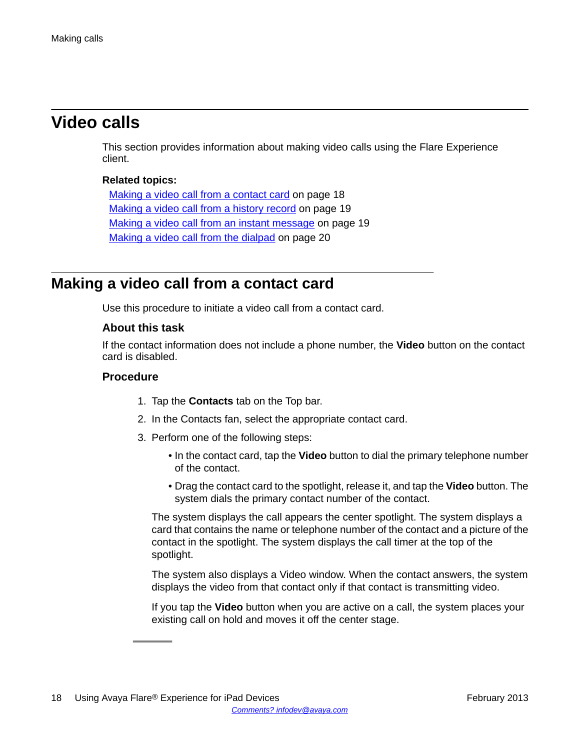# Video calls

This section provides information about making video calls using the Flare Experience client.

**Related topics:**

[Making a video call from a contact card](#) on page 18
[Making a video call from a history record](#) on page 19
[Making a video call from an instant message](#) on page 19
[Making a video call from the dialpad](#) on page 20

## Making a video call from a contact card

Use this procedure to initiate a video call from a contact card.

### About this task

If the contact information does not include a phone number, the **Video** button on the contact card is disabled.

### Procedure

1. Tap the **Contacts** tab on the Top bar.
2. In the Contacts fan, select the appropriate contact card.
3. Perform one of the following steps:
   - In the contact card, tap the **Video** button to dial the primary telephone number of the contact.
   - Drag the contact card to the spotlight, release it, and tap the **Video** button. The system dials the primary contact number of the contact.

   The system displays the call appears the center spotlight. The system displays a card that contains the name or telephone number of the contact and a picture of the contact in the spotlight. The system displays the call timer at the top of the spotlight.

   The system also displays a Video window. When the contact answers, the system displays the video from that contact only if that contact is transmitting video.

   If you tap the **Video** button when you are active on a call, the system places your existing call on hold and moves it off the center stage.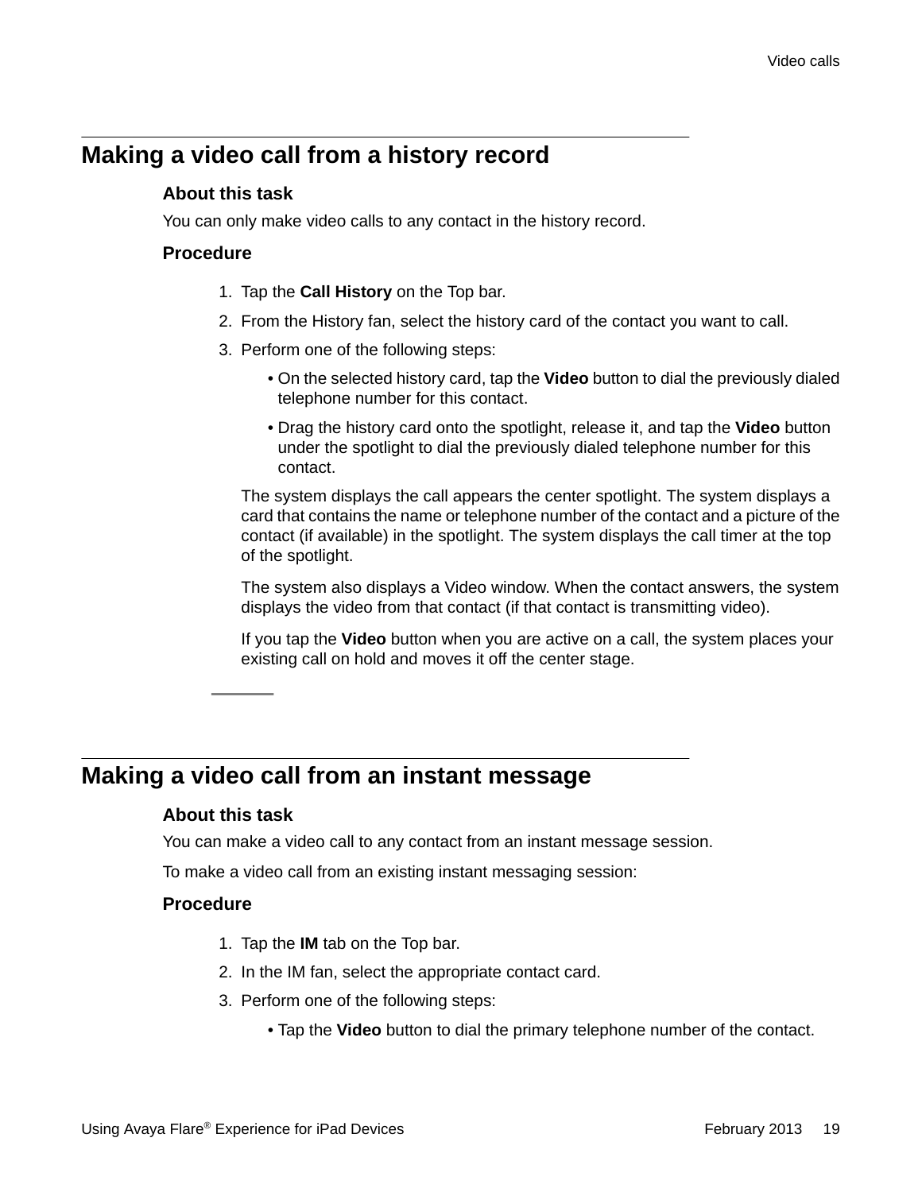## Making a video call from a history record

### About this task

You can only make video calls to any contact in the history record.

### Procedure

1. Tap the **Call History** on the Top bar.
2. From the History fan, select the history card of the contact you want to call.
3. Perform one of the following steps:
   - On the selected history card, tap the **Video** button to dial the previously dialed telephone number for this contact.
   - Drag the history card onto the spotlight, release it, and tap the **Video** button under the spotlight to dial the previously dialed telephone number for this contact.

   The system displays the call appears the center spotlight. The system displays a card that contains the name or telephone number of the contact and a picture of the contact (if available) in the spotlight. The system displays the call timer at the top of the spotlight.

   The system also displays a Video window. When the contact answers, the system displays the video from that contact (if that contact is transmitting video).

   If you tap the **Video** button when you are active on a call, the system places your existing call on hold and moves it off the center stage.

## Making a video call from an instant message

### About this task

You can make a video call to any contact from an instant message session.

To make a video call from an existing instant messaging session:

### Procedure

1. Tap the **IM** tab on the Top bar.
2. In the IM fan, select the appropriate contact card.
3. Perform one of the following steps:
   - Tap the **Video** button to dial the primary telephone number of the contact.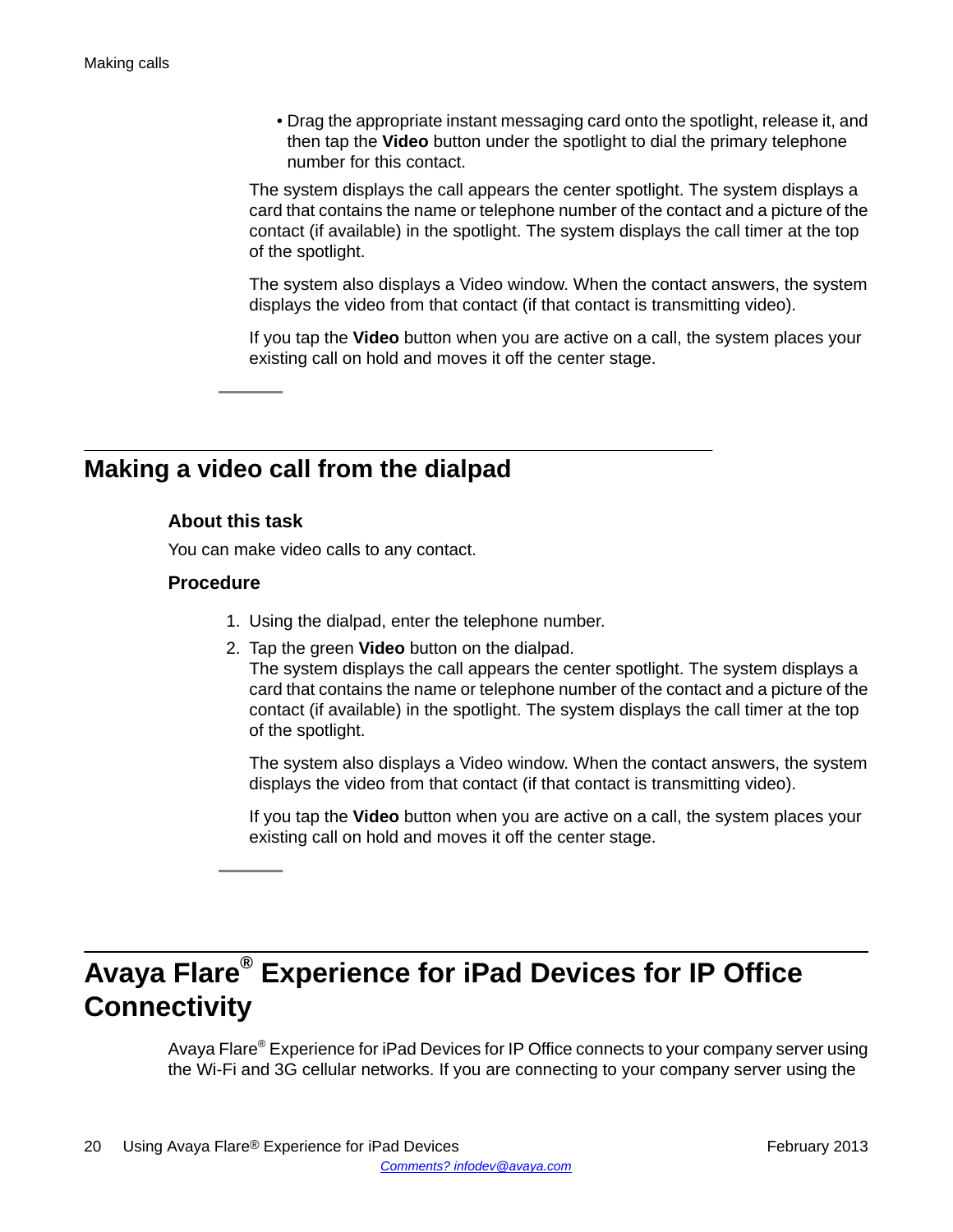- Drag the appropriate instant messaging card onto the spotlight, release it, and then tap the **Video** button under the spotlight to dial the primary telephone number for this contact.

The system displays the call appears the center spotlight. The system displays a card that contains the name or telephone number of the contact and a picture of the contact (if available) in the spotlight. The system displays the call timer at the top of the spotlight.

The system also displays a Video window. When the contact answers, the system displays the video from that contact (if that contact is transmitting video).

If you tap the **Video** button when you are active on a call, the system places your existing call on hold and moves it off the center stage.

## Making a video call from the dialpad

### About this task

You can make video calls to any contact.

### Procedure

1. Using the dialpad, enter the telephone number.
2. Tap the green **Video** button on the dialpad.
   The system displays the call appears the center spotlight. The system displays a card that contains the name or telephone number of the contact and a picture of the contact (if available) in the spotlight. The system displays the call timer at the top of the spotlight.

   The system also displays a Video window. When the contact answers, the system displays the video from that contact (if that contact is transmitting video).

   If you tap the **Video** button when you are active on a call, the system places your existing call on hold and moves it off the center stage.

# Avaya Flare® Experience for iPad Devices for IP Office Connectivity

Avaya Flare® Experience for iPad Devices for IP Office connects to your company server using the Wi-Fi and 3G cellular networks. If you are connecting to your company server using the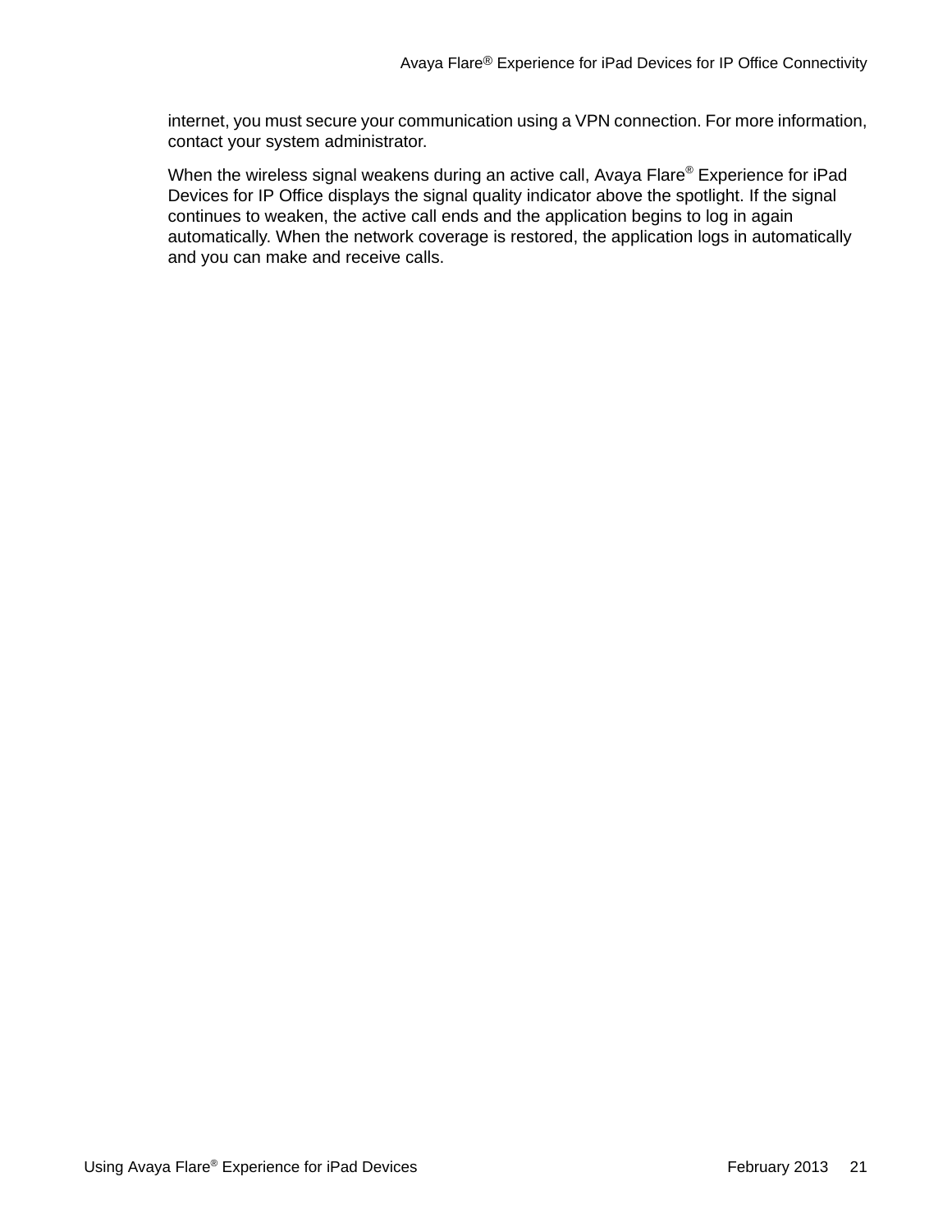internet, you must secure your communication using a VPN connection. For more information, contact your system administrator.

When the wireless signal weakens during an active call, Avaya Flare® Experience for iPad Devices for IP Office displays the signal quality indicator above the spotlight. If the signal continues to weaken, the active call ends and the application begins to log in again automatically. When the network coverage is restored, the application logs in automatically and you can make and receive calls.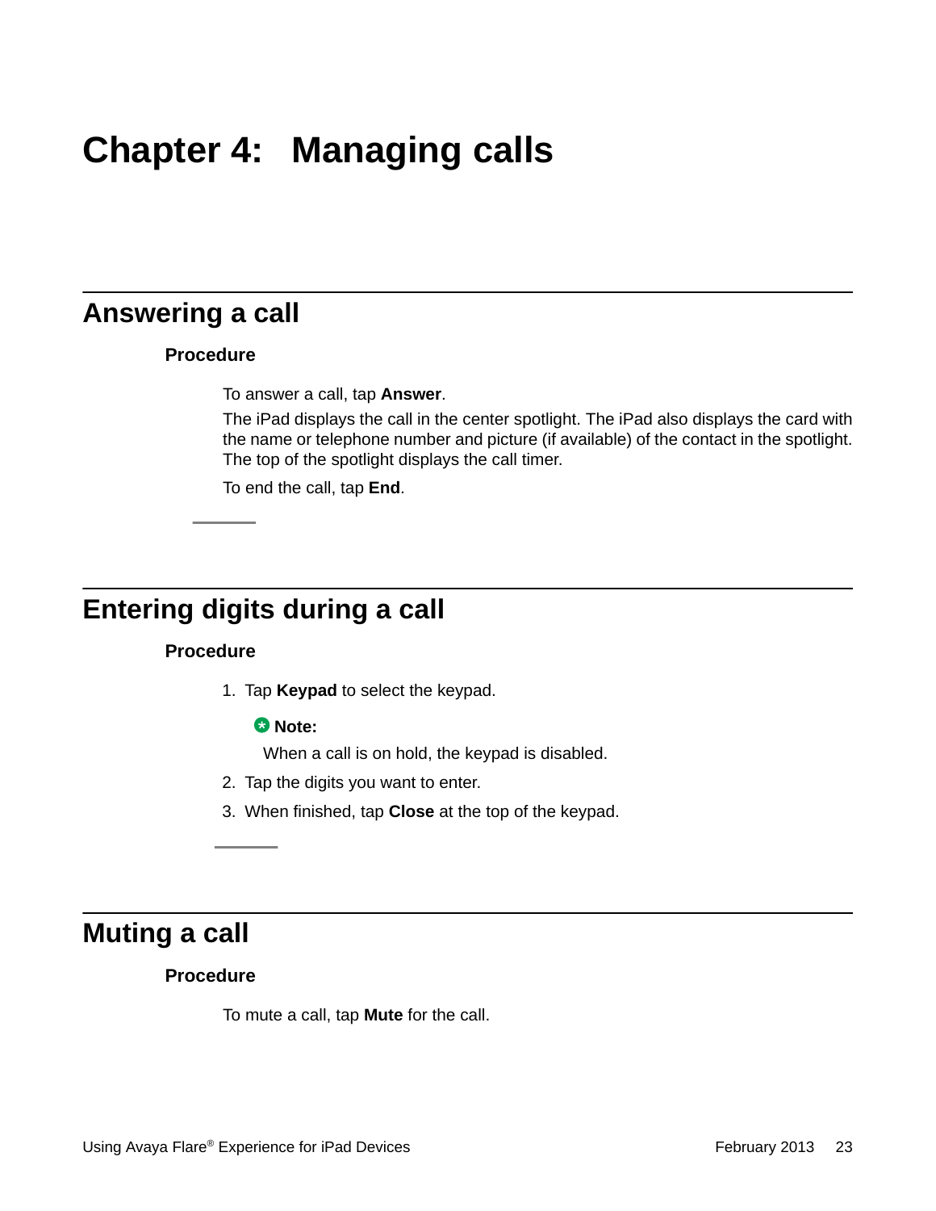# Chapter 4: Managing calls

## Answering a call

### Procedure

To answer a call, tap **Answer**.

The iPad displays the call in the center spotlight. The iPad also displays the card with the name or telephone number and picture (if available) of the contact in the spotlight. The top of the spotlight displays the call timer.

To end the call, tap **End**.

## Entering digits during a call

### Procedure

1. Tap **Keypad** to select the keypad.

   **Note:**

   When a call is on hold, the keypad is disabled.

2. Tap the digits you want to enter.
3. When finished, tap **Close** at the top of the keypad.

## Muting a call

### Procedure

To mute a call, tap **Mute** for the call.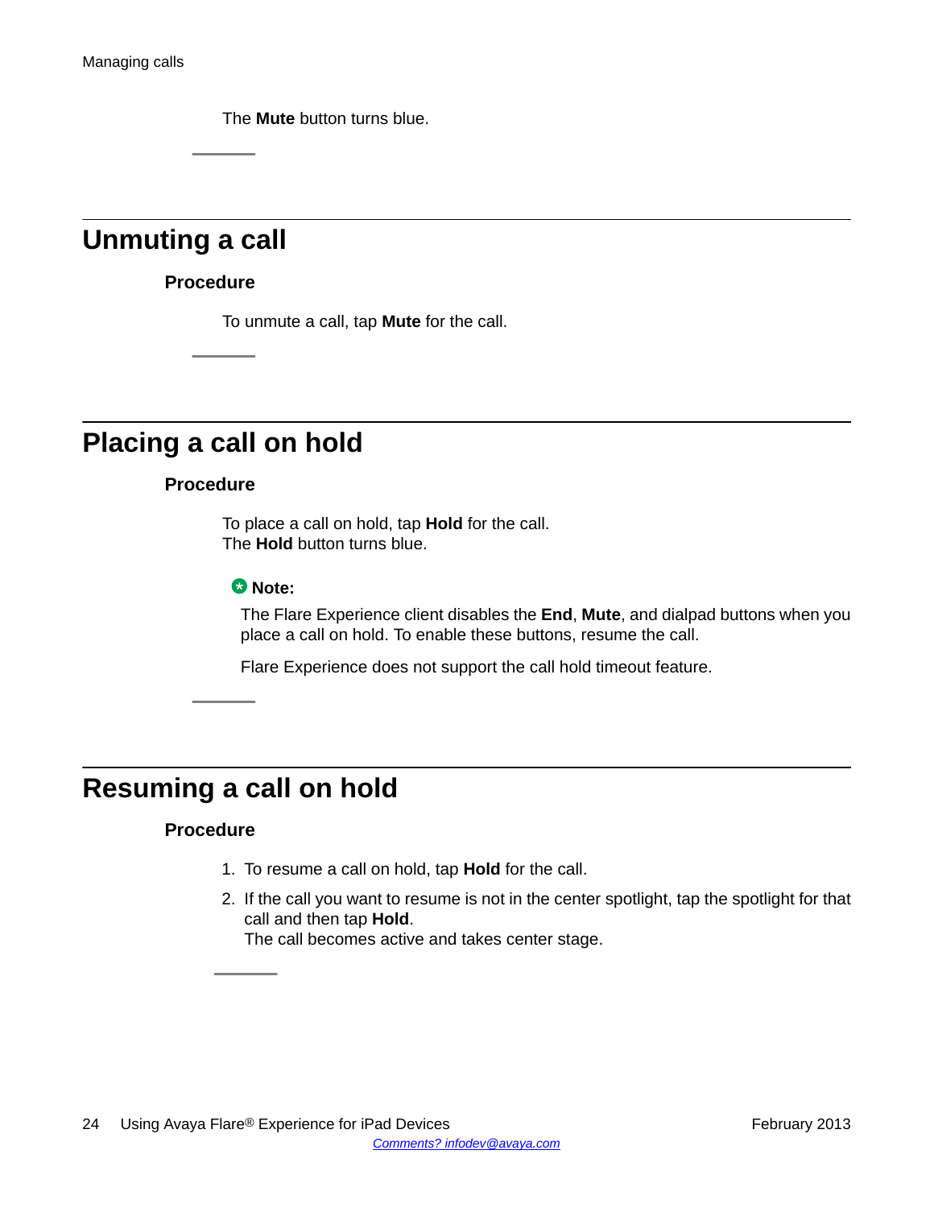The **Mute** button turns blue.

## Unmuting a call

### Procedure

To unmute a call, tap **Mute** for the call.

## Placing a call on hold

### Procedure

To place a call on hold, tap **Hold** for the call.
The **Hold** button turns blue.

**Note:**

The Flare Experience client disables the **End**, **Mute**, and dialpad buttons when you place a call on hold. To enable these buttons, resume the call.

Flare Experience does not support the call hold timeout feature.

## Resuming a call on hold

### Procedure

1. To resume a call on hold, tap **Hold** for the call.
2. If the call you want to resume is not in the center spotlight, tap the spotlight for that call and then tap **Hold**.
   The call becomes active and takes center stage.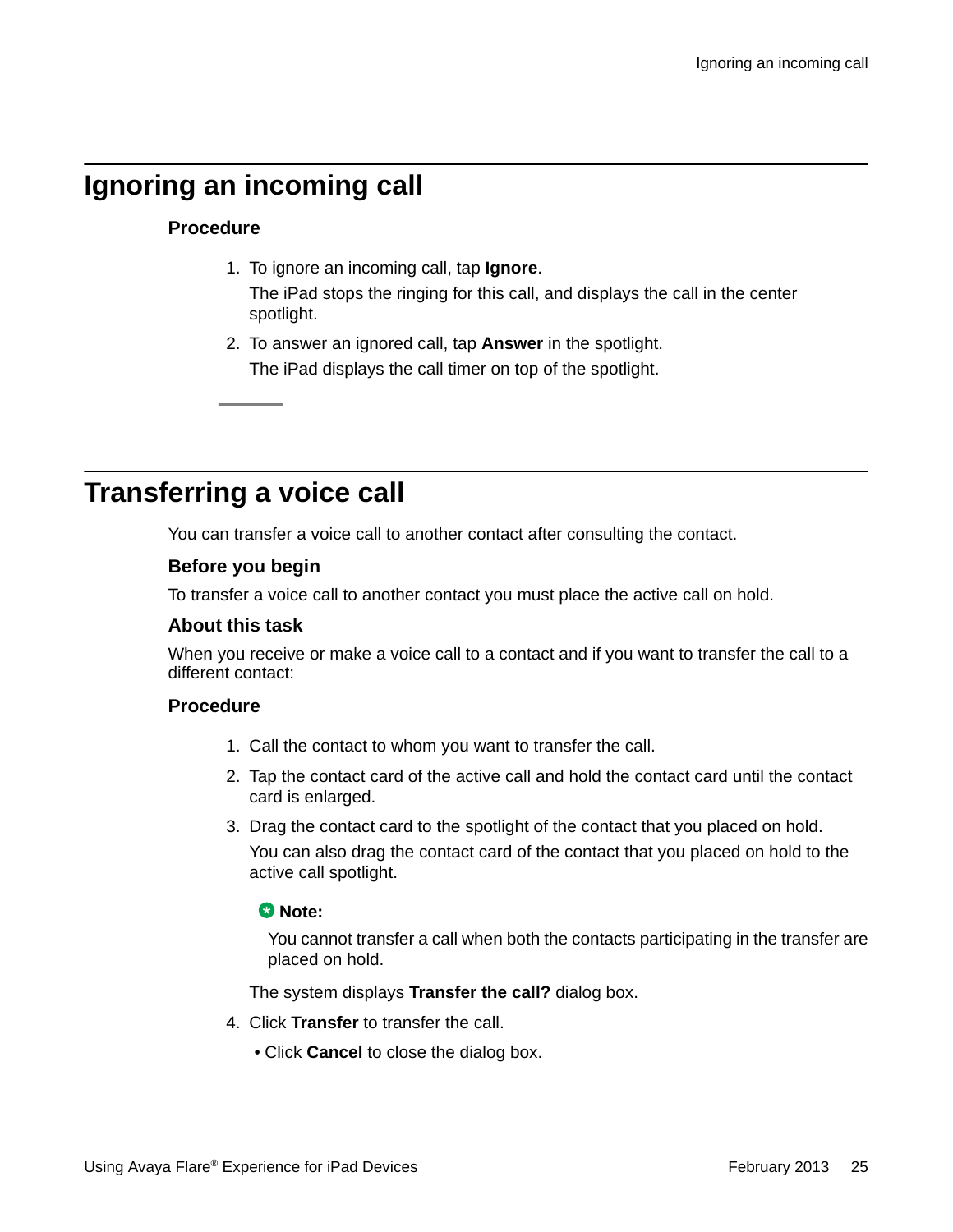## Ignoring an incoming call

### Procedure

1. To ignore an incoming call, tap **Ignore**.

   The iPad stops the ringing for this call, and displays the call in the center spotlight.

2. To answer an ignored call, tap **Answer** in the spotlight.

   The iPad displays the call timer on top of the spotlight.

## Transferring a voice call

You can transfer a voice call to another contact after consulting the contact.

### Before you begin

To transfer a voice call to another contact you must place the active call on hold.

### About this task

When you receive or make a voice call to a contact and if you want to transfer the call to a different contact:

### Procedure

1. Call the contact to whom you want to transfer the call.

2. Tap the contact card of the active call and hold the contact card until the contact card is enlarged.

3. Drag the contact card to the spotlight of the contact that you placed on hold.

   You can also drag the contact card of the contact that you placed on hold to the active call spotlight.

   **Note:**

   You cannot transfer a call when both the contacts participating in the transfer are placed on hold.

   The system displays **Transfer the call?** dialog box.

4. Click **Transfer** to transfer the call.

   - Click **Cancel** to close the dialog box.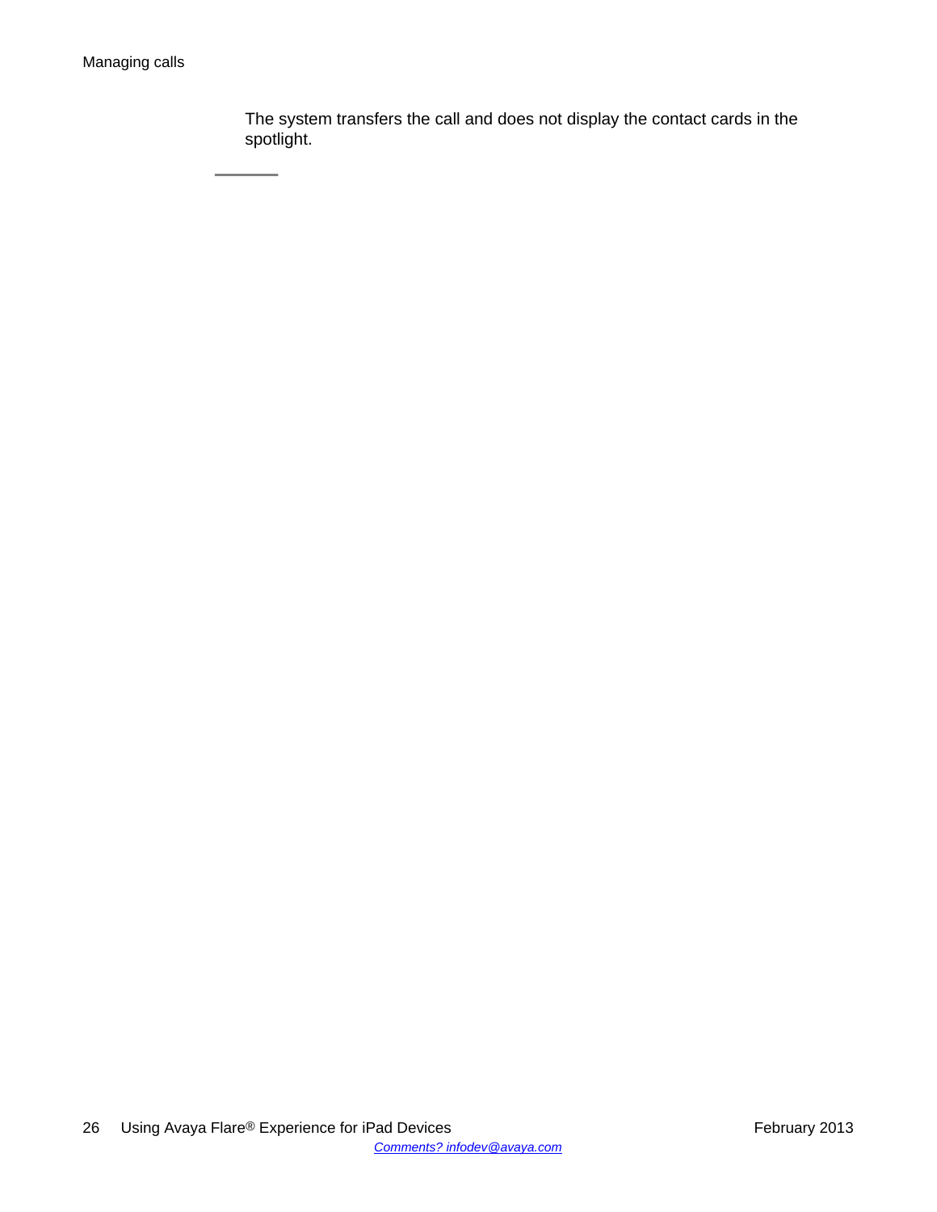The system transfers the call and does not display the contact cards in the spotlight.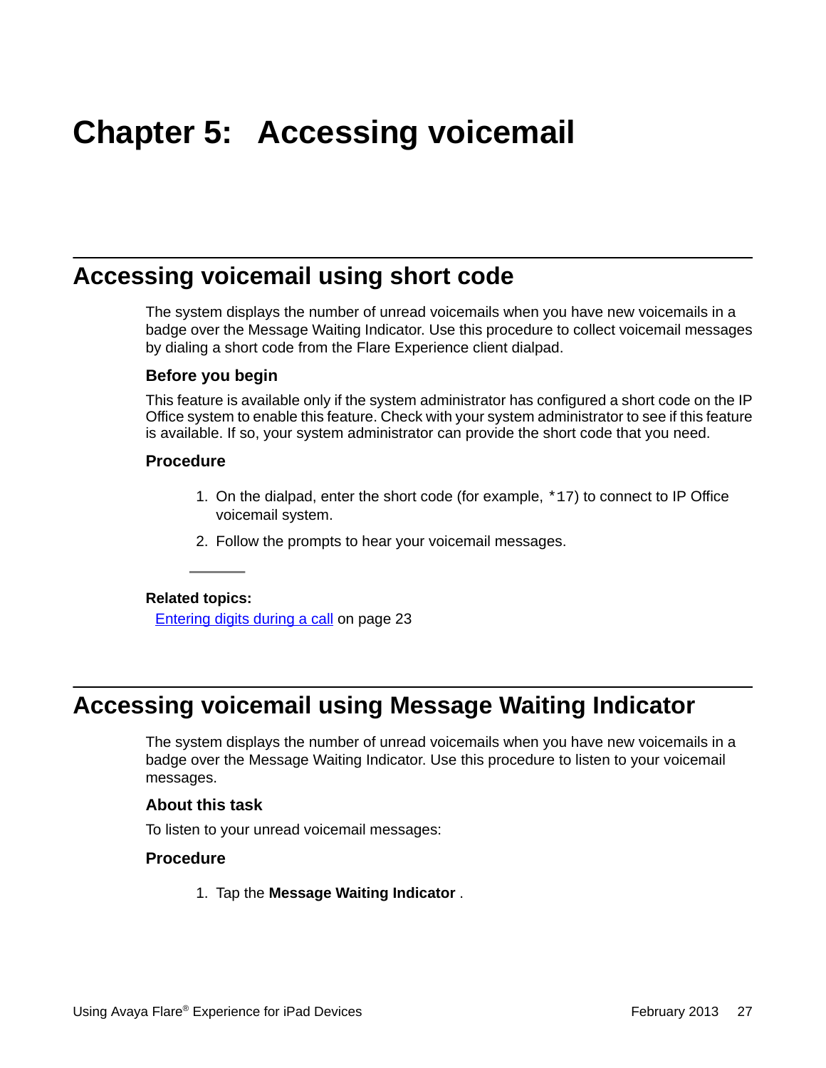# Chapter 5: Accessing voicemail

## Accessing voicemail using short code

The system displays the number of unread voicemails when you have new voicemails in a badge over the Message Waiting Indicator. Use this procedure to collect voicemail messages by dialing a short code from the Flare Experience client dialpad.

### Before you begin

This feature is available only if the system administrator has configured a short code on the IP Office system to enable this feature. Check with your system administrator to see if this feature is available. If so, your system administrator can provide the short code that you need.

### Procedure

1. On the dialpad, enter the short code (for example, `*17`) to connect to IP Office voicemail system.
2. Follow the prompts to hear your voicemail messages.

---

**Related topics:**

Entering digits during a call on page 23

## Accessing voicemail using Message Waiting Indicator

The system displays the number of unread voicemails when you have new voicemails in a badge over the Message Waiting Indicator. Use this procedure to listen to your voicemail messages.

### About this task

To listen to your unread voicemail messages:

### Procedure

1. Tap the **Message Waiting Indicator** .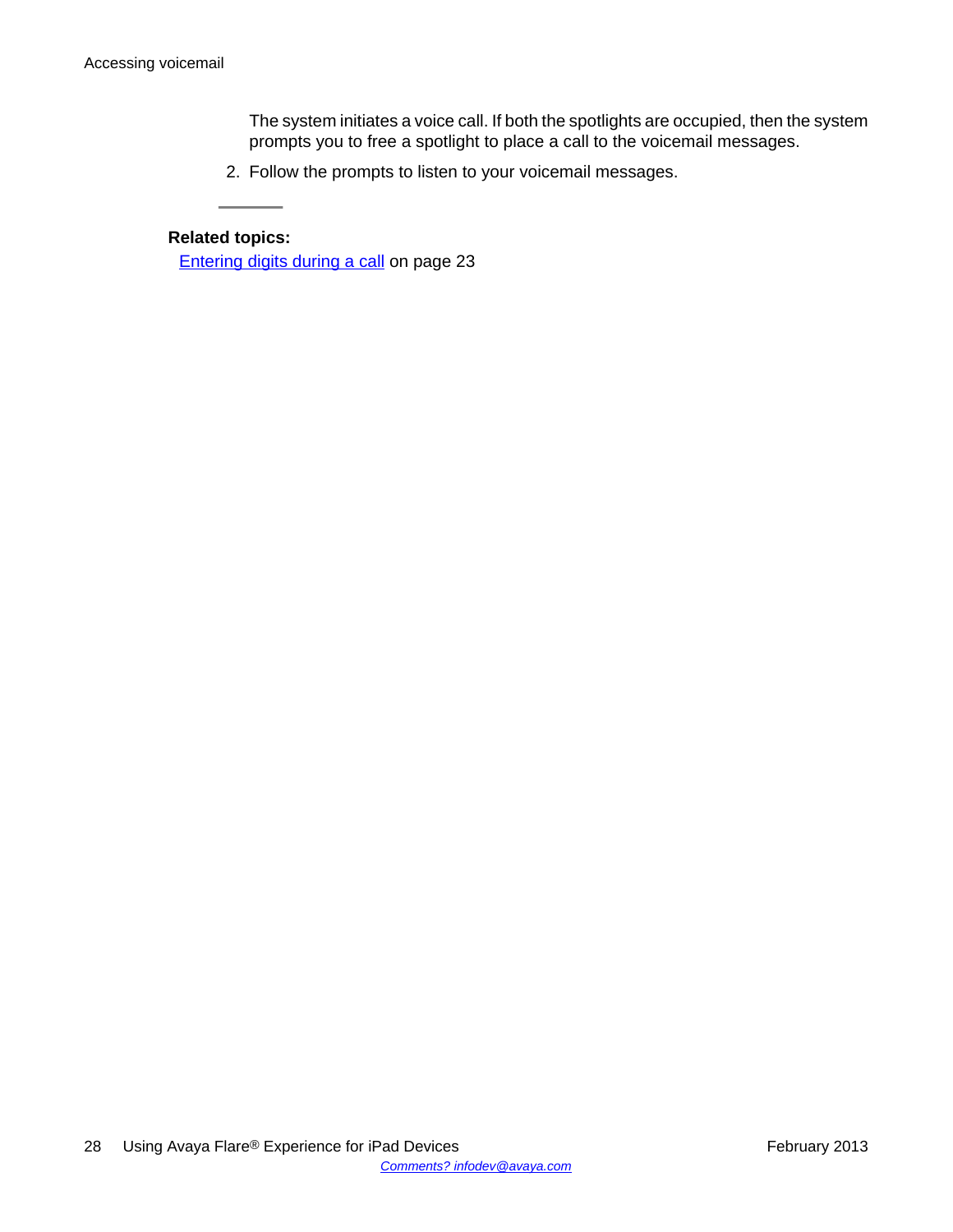The system initiates a voice call. If both the spotlights are occupied, then the system prompts you to free a spotlight to place a call to the voicemail messages.

2. Follow the prompts to listen to your voicemail messages.

---

**Related topics:**

Entering digits during a call on page 23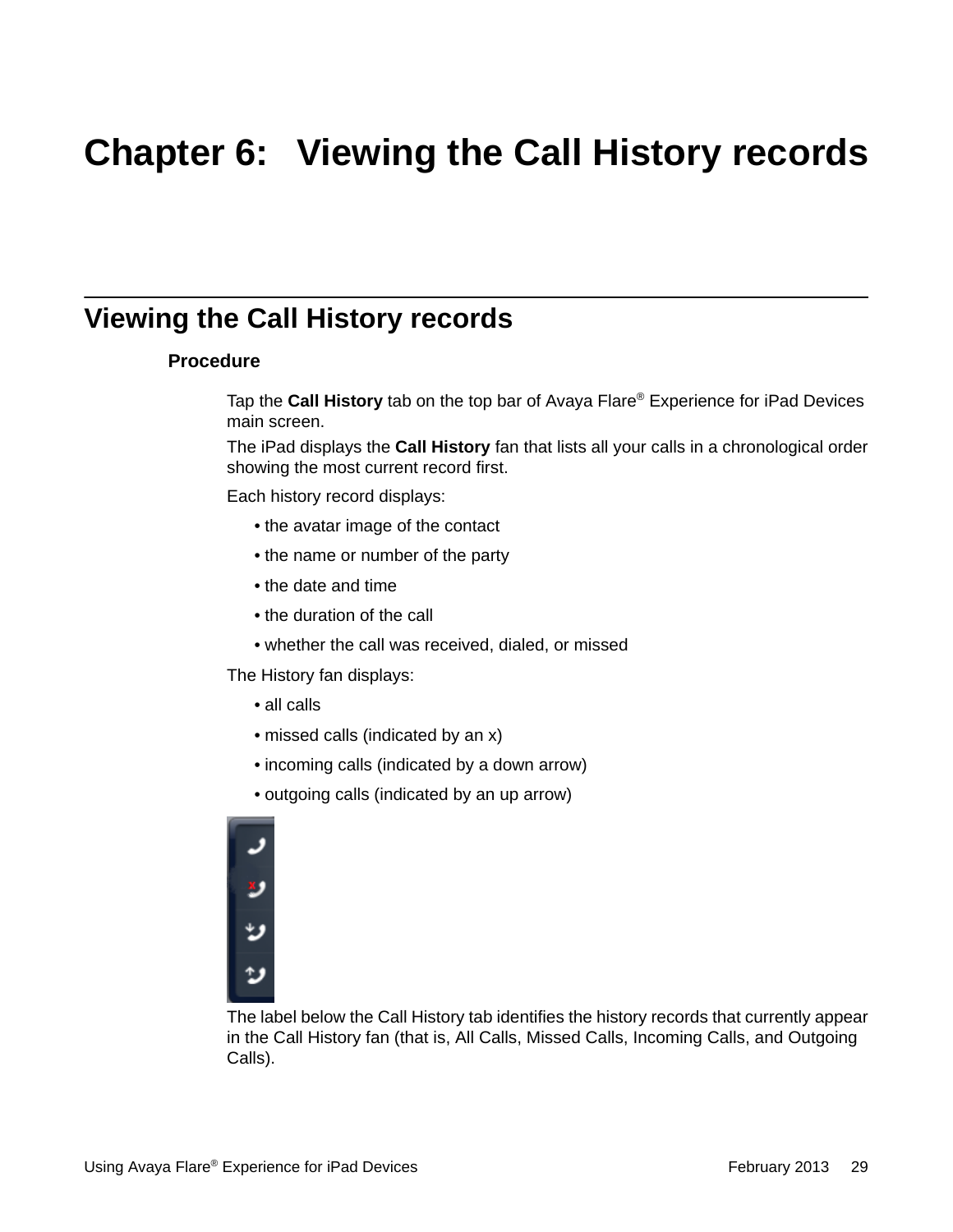# Chapter 6: Viewing the Call History records

## Viewing the Call History records

### Procedure

Tap the **Call History** tab on the top bar of Avaya Flare® Experience for iPad Devices main screen.

The iPad displays the **Call History** fan that lists all your calls in a chronological order showing the most current record first.

Each history record displays:

- the avatar image of the contact
- the name or number of the party
- the date and time
- the duration of the call
- whether the call was received, dialed, or missed

The History fan displays:

- all calls
- missed calls (indicated by an x)
- incoming calls (indicated by a down arrow)
- outgoing calls (indicated by an up arrow)

The label below the Call History tab identifies the history records that currently appear in the Call History fan (that is, All Calls, Missed Calls, Incoming Calls, and Outgoing Calls).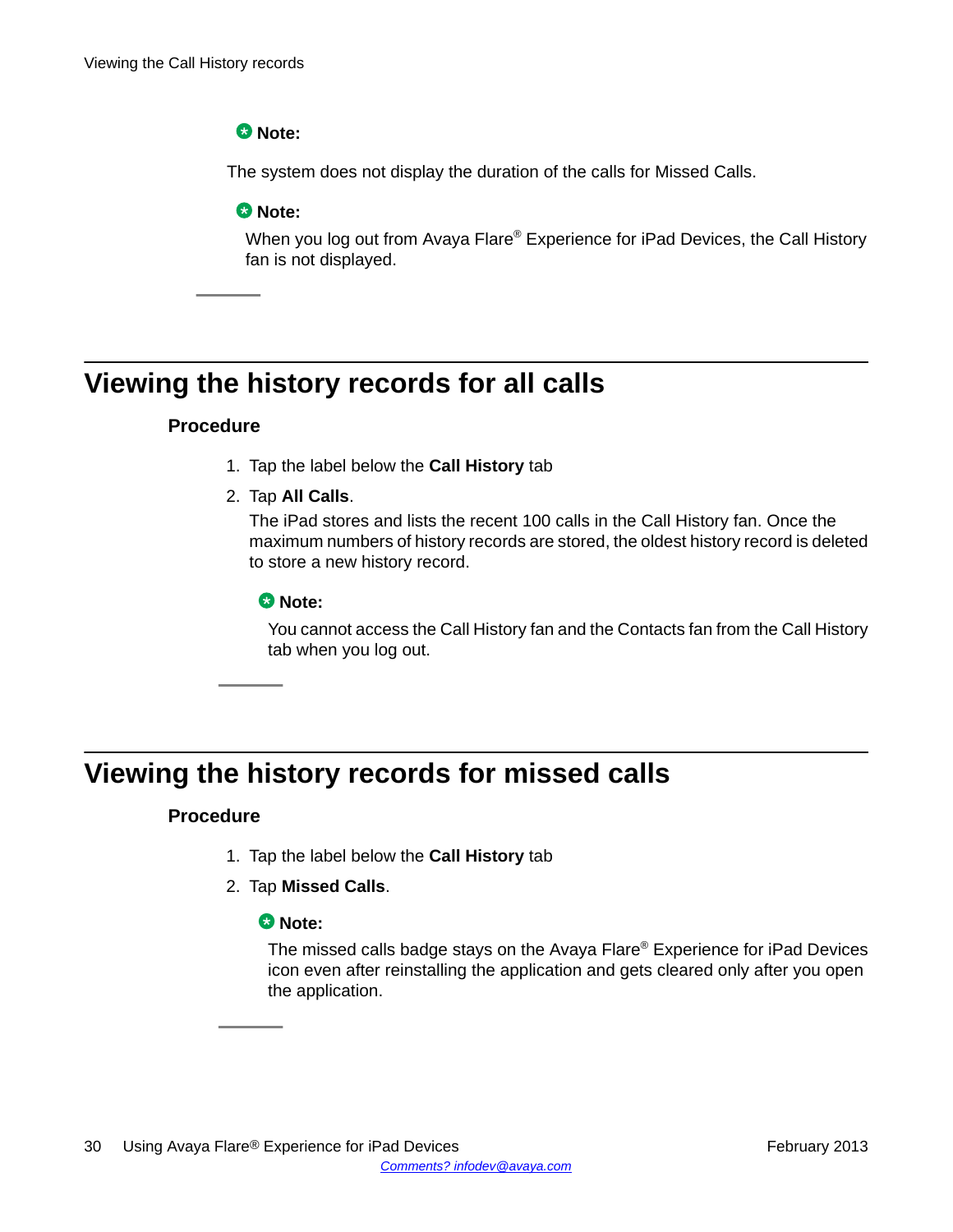**Note:**

The system does not display the duration of the calls for Missed Calls.

**Note:**

When you log out from Avaya Flare® Experience for iPad Devices, the Call History fan is not displayed.

## Viewing the history records for all calls

### Procedure

1. Tap the label below the **Call History** tab
2. Tap **All Calls**.

   The iPad stores and lists the recent 100 calls in the Call History fan. Once the maximum numbers of history records are stored, the oldest history record is deleted to store a new history record.

   **Note:**

   You cannot access the Call History fan and the Contacts fan from the Call History tab when you log out.

## Viewing the history records for missed calls

### Procedure

1. Tap the label below the **Call History** tab
2. Tap **Missed Calls**.

   **Note:**

   The missed calls badge stays on the Avaya Flare® Experience for iPad Devices icon even after reinstalling the application and gets cleared only after you open the application.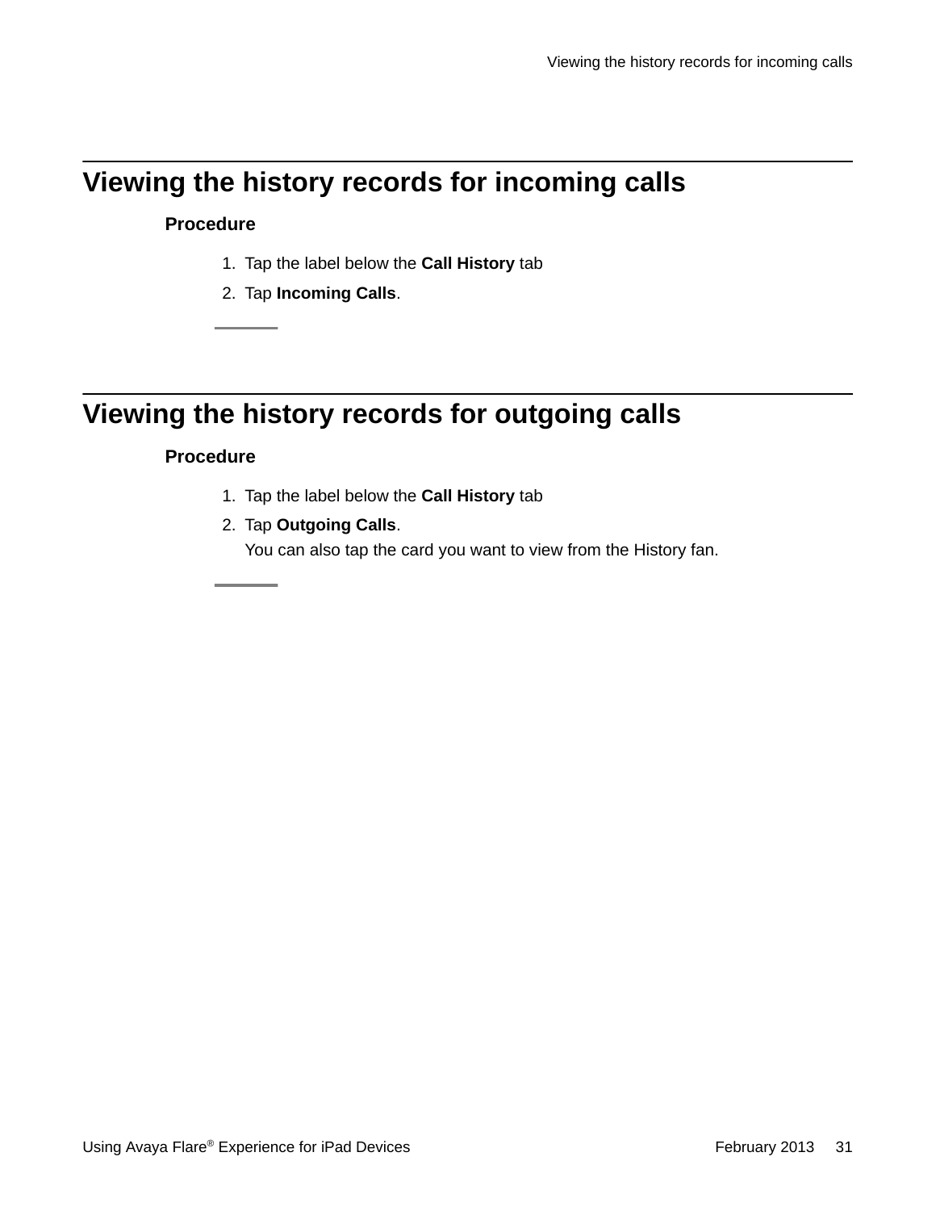# Viewing the history records for incoming calls

### Procedure

1. Tap the label below the **Call History** tab
2. Tap **Incoming Calls**.

# Viewing the history records for outgoing calls

### Procedure

1. Tap the label below the **Call History** tab
2. Tap **Outgoing Calls**.
   You can also tap the card you want to view from the History fan.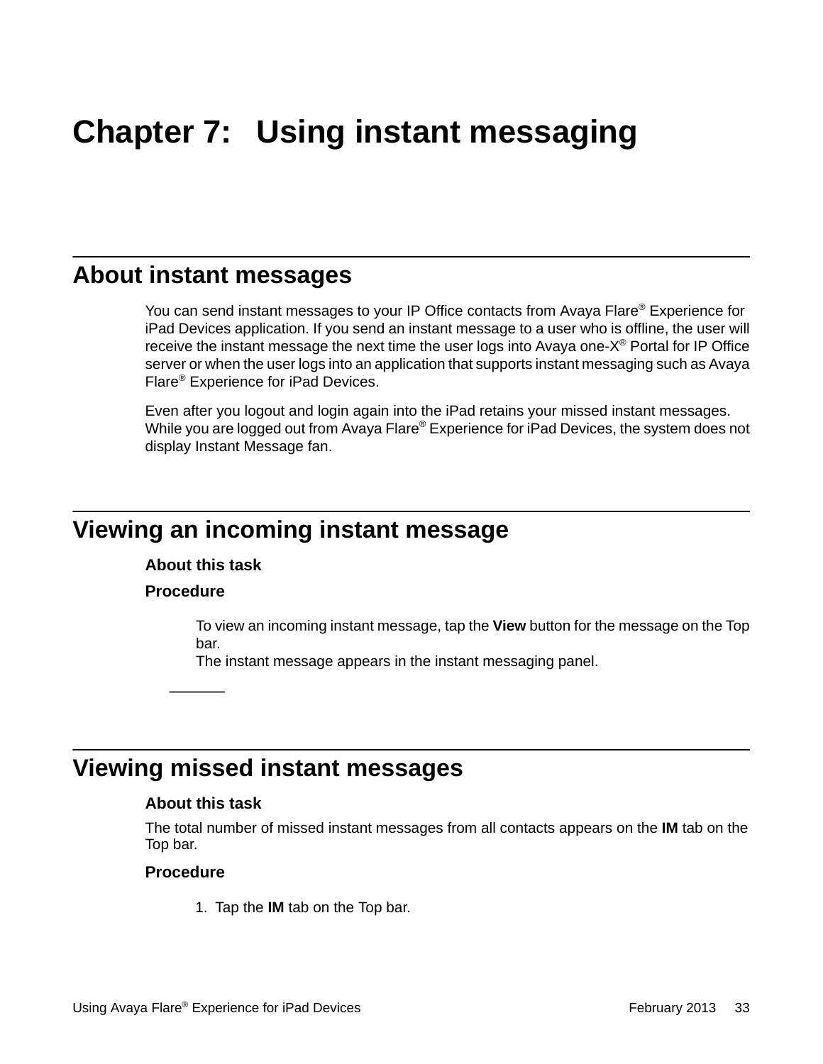# Chapter 7: Using instant messaging

## About instant messages

You can send instant messages to your IP Office contacts from Avaya Flare® Experience for iPad Devices application. If you send an instant message to a user who is offline, the user will receive the instant message the next time the user logs into Avaya one-X® Portal for IP Office server or when the user logs into an application that supports instant messaging such as Avaya Flare® Experience for iPad Devices.

Even after you logout and login again into the iPad retains your missed instant messages. While you are logged out from Avaya Flare® Experience for iPad Devices, the system does not display Instant Message fan.

## Viewing an incoming instant message

**About this task**

**Procedure**

To view an incoming instant message, tap the **View** button for the message on the Top bar.
The instant message appears in the instant messaging panel.

## Viewing missed instant messages

**About this task**

The total number of missed instant messages from all contacts appears on the **IM** tab on the Top bar.

**Procedure**

1. Tap the **IM** tab on the Top bar.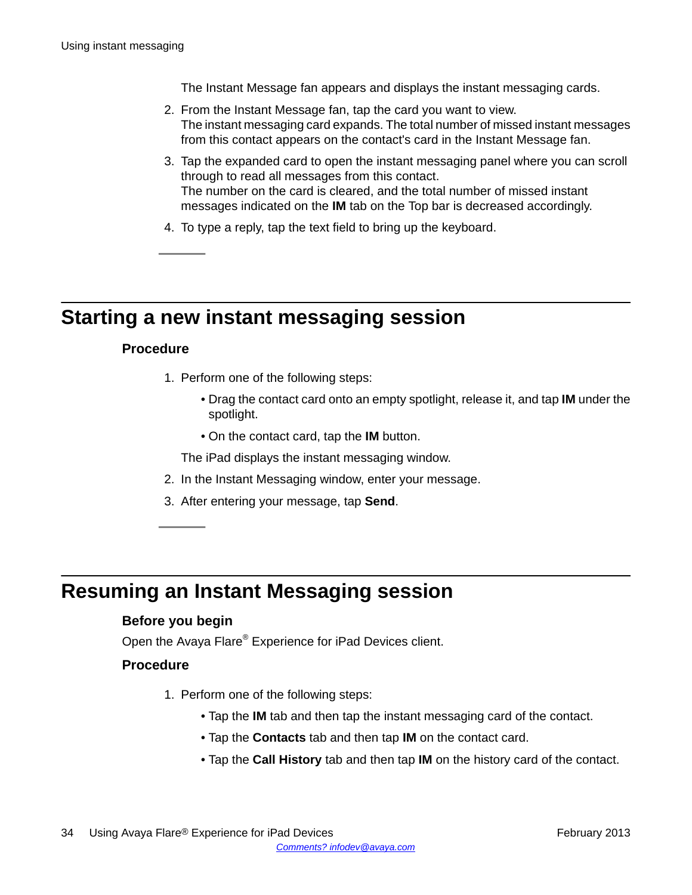The Instant Message fan appears and displays the instant messaging cards.

2. From the Instant Message fan, tap the card you want to view.
   The instant messaging card expands. The total number of missed instant messages from this contact appears on the contact's card in the Instant Message fan.
3. Tap the expanded card to open the instant messaging panel where you can scroll through to read all messages from this contact.
   The number on the card is cleared, and the total number of missed instant messages indicated on the **IM** tab on the Top bar is decreased accordingly.
4. To type a reply, tap the text field to bring up the keyboard.

## Starting a new instant messaging session

### Procedure

1. Perform one of the following steps:
   - Drag the contact card onto an empty spotlight, release it, and tap **IM** under the spotlight.
   - On the contact card, tap the **IM** button.

   The iPad displays the instant messaging window.
2. In the Instant Messaging window, enter your message.
3. After entering your message, tap **Send**.

## Resuming an Instant Messaging session

### Before you begin

Open the Avaya Flare® Experience for iPad Devices client.

### Procedure

1. Perform one of the following steps:
   - Tap the **IM** tab and then tap the instant messaging card of the contact.
   - Tap the **Contacts** tab and then tap **IM** on the contact card.
   - Tap the **Call History** tab and then tap **IM** on the history card of the contact.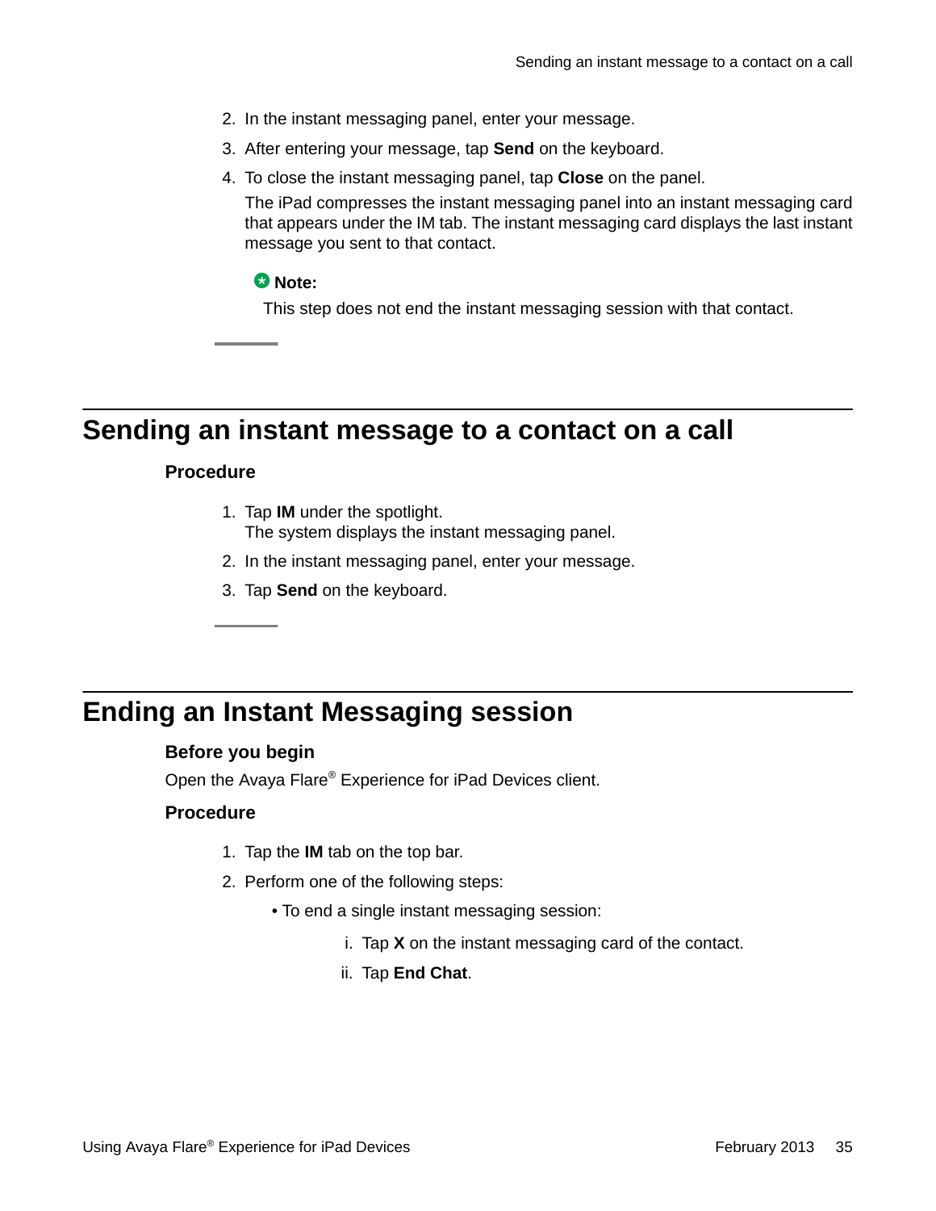2. In the instant messaging panel, enter your message.
3. After entering your message, tap **Send** on the keyboard.
4. To close the instant messaging panel, tap **Close** on the panel.

   The iPad compresses the instant messaging panel into an instant messaging card that appears under the IM tab. The instant messaging card displays the last instant message you sent to that contact.

   **Note:**

   This step does not end the instant messaging session with that contact.

## Sending an instant message to a contact on a call

### Procedure

1. Tap **IM** under the spotlight.
   The system displays the instant messaging panel.
2. In the instant messaging panel, enter your message.
3. Tap **Send** on the keyboard.

## Ending an Instant Messaging session

### Before you begin

Open the Avaya Flare® Experience for iPad Devices client.

### Procedure

1. Tap the **IM** tab on the top bar.
2. Perform one of the following steps:
   - To end a single instant messaging session:
     1. Tap **X** on the instant messaging card of the contact.
     2. Tap **End Chat**.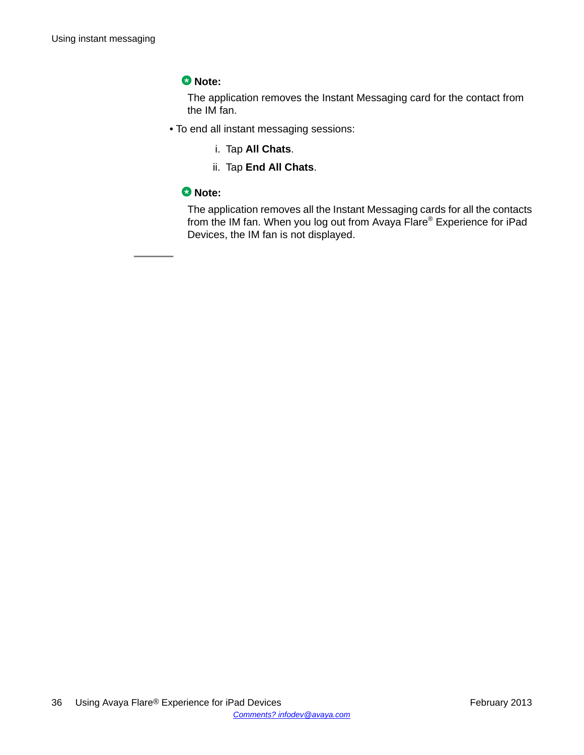**Note:**

The application removes the Instant Messaging card for the contact from the IM fan.

- To end all instant messaging sessions:
    1. Tap **All Chats**.
    2. Tap **End All Chats**.

**Note:**

The application removes all the Instant Messaging cards for all the contacts from the IM fan. When you log out from Avaya Flare® Experience for iPad Devices, the IM fan is not displayed.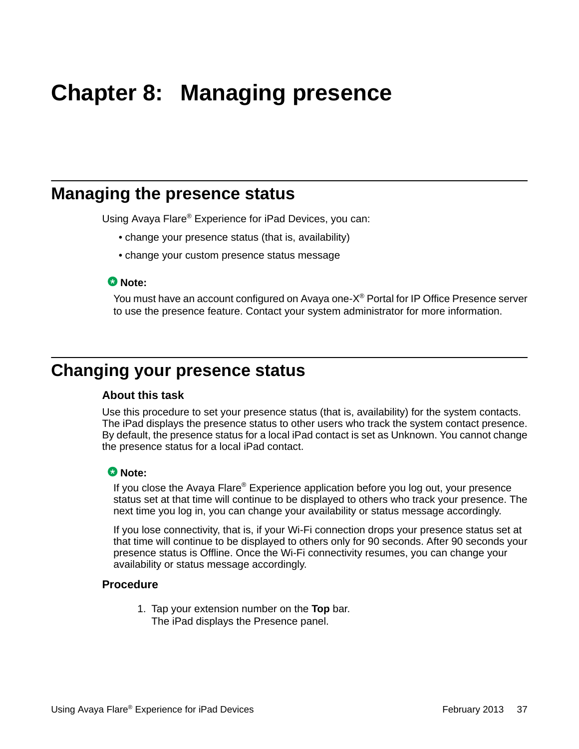# Chapter 8: Managing presence

## Managing the presence status

Using Avaya Flare® Experience for iPad Devices, you can:

- change your presence status (that is, availability)
- change your custom presence status message

**Note:**

You must have an account configured on Avaya one-X® Portal for IP Office Presence server to use the presence feature. Contact your system administrator for more information.

## Changing your presence status

### About this task

Use this procedure to set your presence status (that is, availability) for the system contacts. The iPad displays the presence status to other users who track the system contact presence. By default, the presence status for a local iPad contact is set as Unknown. You cannot change the presence status for a local iPad contact.

**Note:**

If you close the Avaya Flare® Experience application before you log out, your presence status set at that time will continue to be displayed to others who track your presence. The next time you log in, you can change your availability or status message accordingly.

If you lose connectivity, that is, if your Wi-Fi connection drops your presence status set at that time will continue to be displayed to others only for 90 seconds. After 90 seconds your presence status is Offline. Once the Wi-Fi connectivity resumes, you can change your availability or status message accordingly.

### Procedure

1. Tap your extension number on the **Top** bar.
   The iPad displays the Presence panel.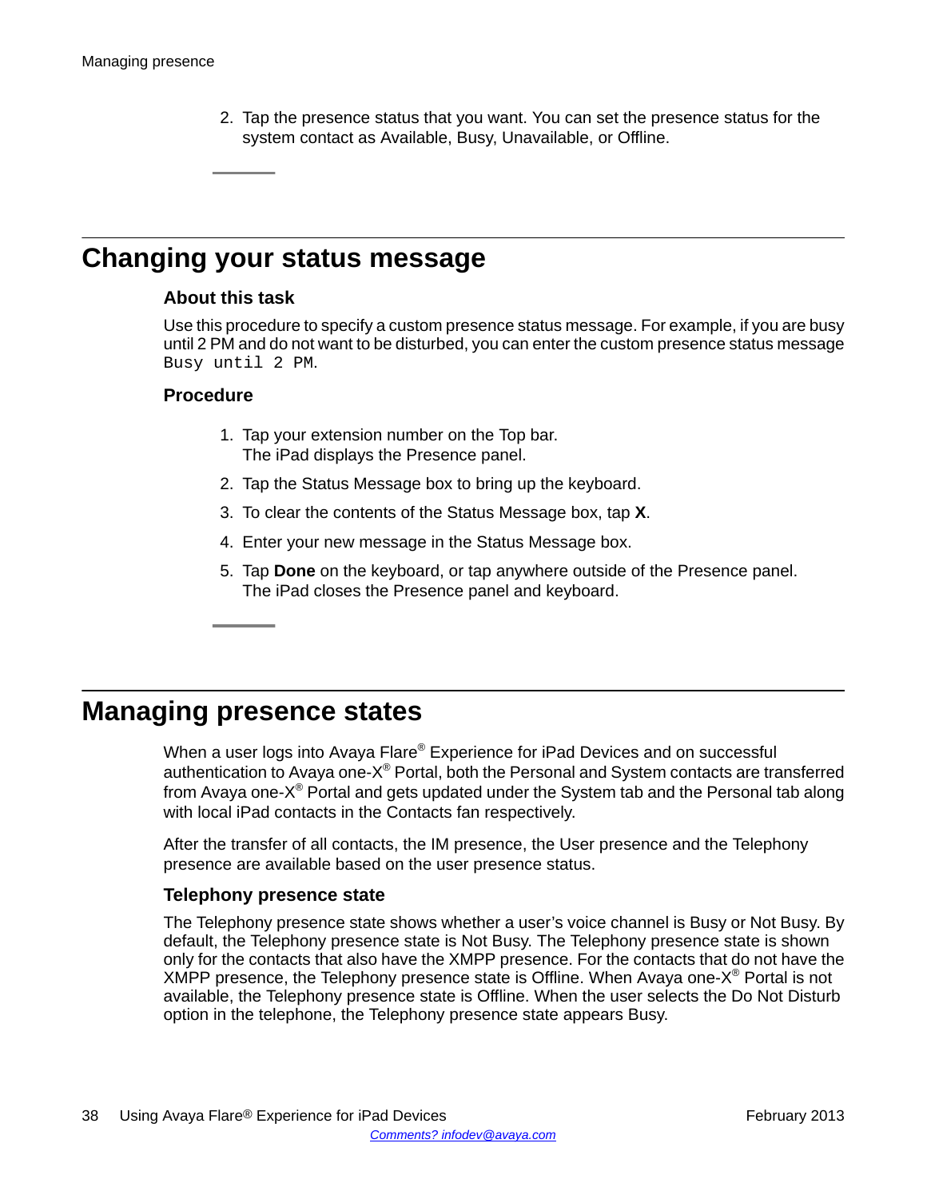2. Tap the presence status that you want. You can set the presence status for the system contact as Available, Busy, Unavailable, or Offline.

## Changing your status message

### About this task

Use this procedure to specify a custom presence status message. For example, if you are busy until 2 PM and do not want to be disturbed, you can enter the custom presence status message `Busy until 2 PM`.

### Procedure

1. Tap your extension number on the Top bar.
   The iPad displays the Presence panel.
2. Tap the Status Message box to bring up the keyboard.
3. To clear the contents of the Status Message box, tap **X**.
4. Enter your new message in the Status Message box.
5. Tap **Done** on the keyboard, or tap anywhere outside of the Presence panel.
   The iPad closes the Presence panel and keyboard.

## Managing presence states

When a user logs into Avaya Flare® Experience for iPad Devices and on successful authentication to Avaya one-X® Portal, both the Personal and System contacts are transferred from Avaya one-X® Portal and gets updated under the System tab and the Personal tab along with local iPad contacts in the Contacts fan respectively.

After the transfer of all contacts, the IM presence, the User presence and the Telephony presence are available based on the user presence status.

### Telephony presence state

The Telephony presence state shows whether a user's voice channel is Busy or Not Busy. By default, the Telephony presence state is Not Busy. The Telephony presence state is shown only for the contacts that also have the XMPP presence. For the contacts that do not have the XMPP presence, the Telephony presence state is Offline. When Avaya one-X® Portal is not available, the Telephony presence state is Offline. When the user selects the Do Not Disturb option in the telephone, the Telephony presence state appears Busy.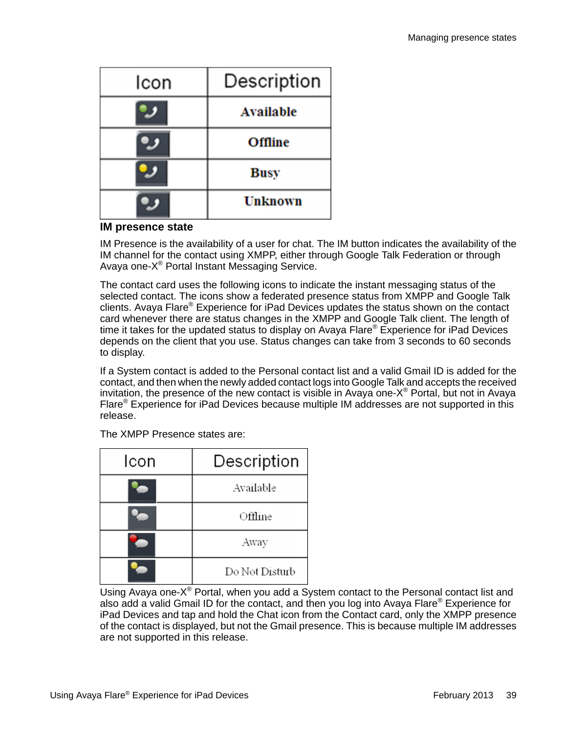| Icon | Description |
|---|---|
| | Available |
| | Offline |
| | Busy |
| | Unknown |

**IM presence state**

IM Presence is the availability of a user for chat. The IM button indicates the availability of the IM channel for the contact using XMPP, either through Google Talk Federation or through Avaya one-X® Portal Instant Messaging Service.

The contact card uses the following icons to indicate the instant messaging status of the selected contact. The icons show a federated presence status from XMPP and Google Talk clients. Avaya Flare® Experience for iPad Devices updates the status shown on the contact card whenever there are status changes in the XMPP and Google Talk client. The length of time it takes for the updated status to display on Avaya Flare® Experience for iPad Devices depends on the client that you use. Status changes can take from 3 seconds to 60 seconds to display.

If a System contact is added to the Personal contact list and a valid Gmail ID is added for the contact, and then when the newly added contact logs into Google Talk and accepts the received invitation, the presence of the new contact is visible in Avaya one-X® Portal, but not in Avaya Flare® Experience for iPad Devices because multiple IM addresses are not supported in this release.

The XMPP Presence states are:

| Icon | Description |
|---|---|
| | Available |
| | Offline |
| | Away |
| | Do Not Disturb |

Using Avaya one-X® Portal, when you add a System contact to the Personal contact list and also add a valid Gmail ID for the contact, and then you log into Avaya Flare® Experience for iPad Devices and tap and hold the Chat icon from the Contact card, only the XMPP presence of the contact is displayed, but not the Gmail presence. This is because multiple IM addresses are not supported in this release.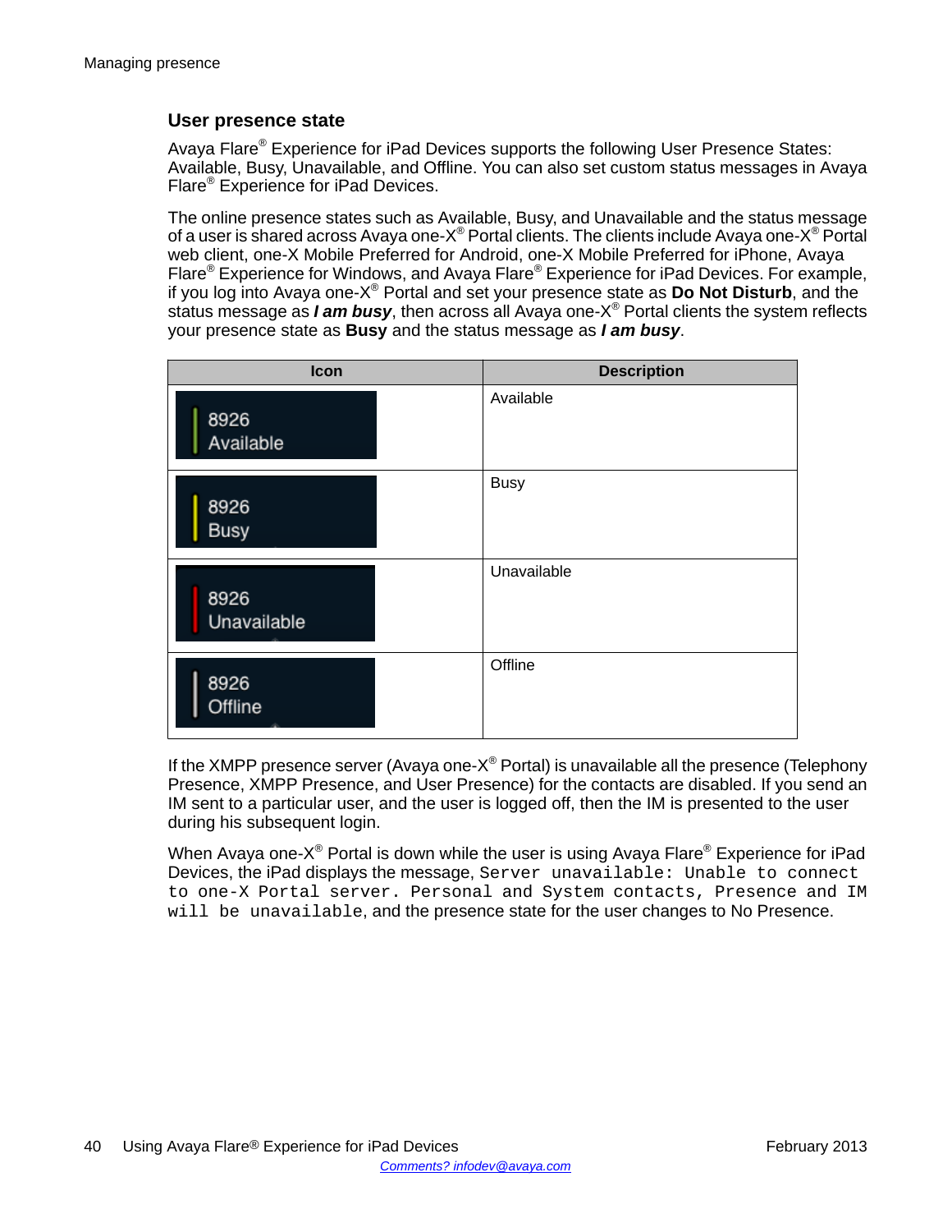### User presence state

Avaya Flare® Experience for iPad Devices supports the following User Presence States: Available, Busy, Unavailable, and Offline. You can also set custom status messages in Avaya Flare® Experience for iPad Devices.

The online presence states such as Available, Busy, and Unavailable and the status message of a user is shared across Avaya one-X® Portal clients. The clients include Avaya one-X® Portal web client, one-X Mobile Preferred for Android, one-X Mobile Preferred for iPhone, Avaya Flare® Experience for Windows, and Avaya Flare® Experience for iPad Devices. For example, if you log into Avaya one-X® Portal and set your presence state as **Do Not Disturb**, and the status message as ***I am busy***, then across all Avaya one-X® Portal clients the system reflects your presence state as **Busy** and the status message as ***I am busy***.

| Icon | Description |
| --- | --- |
| 8926 Available | Available |
| 8926 Busy | Busy |
| 8926 Unavailable | Unavailable |
| 8926 Offline | Offline |

If the XMPP presence server (Avaya one-X® Portal) is unavailable all the presence (Telephony Presence, XMPP Presence, and User Presence) for the contacts are disabled. If you send an IM sent to a particular user, and the user is logged off, then the IM is presented to the user during his subsequent login.

When Avaya one-X® Portal is down while the user is using Avaya Flare® Experience for iPad Devices, the iPad displays the message, `Server unavailable: Unable to connect to one-X Portal server. Personal and System contacts, Presence and IM will be unavailable`, and the presence state for the user changes to No Presence.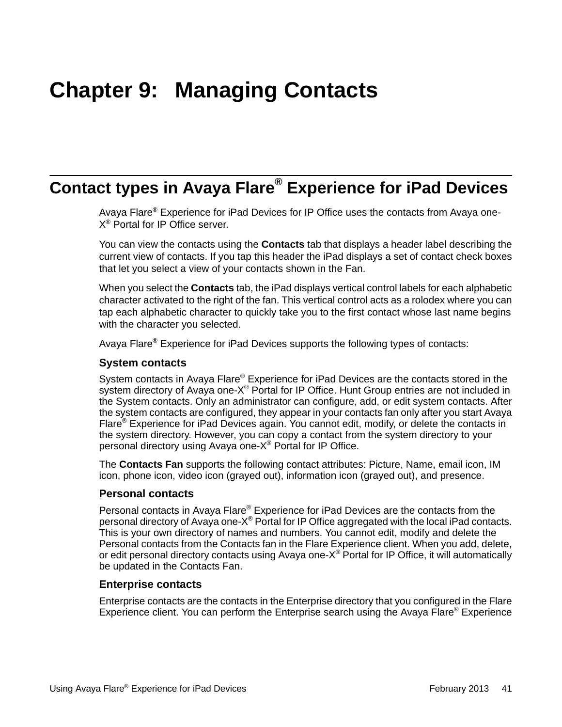# Chapter 9: Managing Contacts

## Contact types in Avaya Flare® Experience for iPad Devices

Avaya Flare® Experience for iPad Devices for IP Office uses the contacts from Avaya one-X® Portal for IP Office server.

You can view the contacts using the **Contacts** tab that displays a header label describing the current view of contacts. If you tap this header the iPad displays a set of contact check boxes that let you select a view of your contacts shown in the Fan.

When you select the **Contacts** tab, the iPad displays vertical control labels for each alphabetic character activated to the right of the fan. This vertical control acts as a rolodex where you can tap each alphabetic character to quickly take you to the first contact whose last name begins with the character you selected.

Avaya Flare® Experience for iPad Devices supports the following types of contacts:

### System contacts

System contacts in Avaya Flare® Experience for iPad Devices are the contacts stored in the system directory of Avaya one-X® Portal for IP Office. Hunt Group entries are not included in the System contacts. Only an administrator can configure, add, or edit system contacts. After the system contacts are configured, they appear in your contacts fan only after you start Avaya Flare® Experience for iPad Devices again. You cannot edit, modify, or delete the contacts in the system directory. However, you can copy a contact from the system directory to your personal directory using Avaya one-X® Portal for IP Office.

The **Contacts Fan** supports the following contact attributes: Picture, Name, email icon, IM icon, phone icon, video icon (grayed out), information icon (grayed out), and presence.

### Personal contacts

Personal contacts in Avaya Flare® Experience for iPad Devices are the contacts from the personal directory of Avaya one-X® Portal for IP Office aggregated with the local iPad contacts. This is your own directory of names and numbers. You cannot edit, modify and delete the Personal contacts from the Contacts fan in the Flare Experience client. When you add, delete, or edit personal directory contacts using Avaya one-X® Portal for IP Office, it will automatically be updated in the Contacts Fan.

### Enterprise contacts

Enterprise contacts are the contacts in the Enterprise directory that you configured in the Flare Experience client. You can perform the Enterprise search using the Avaya Flare® Experience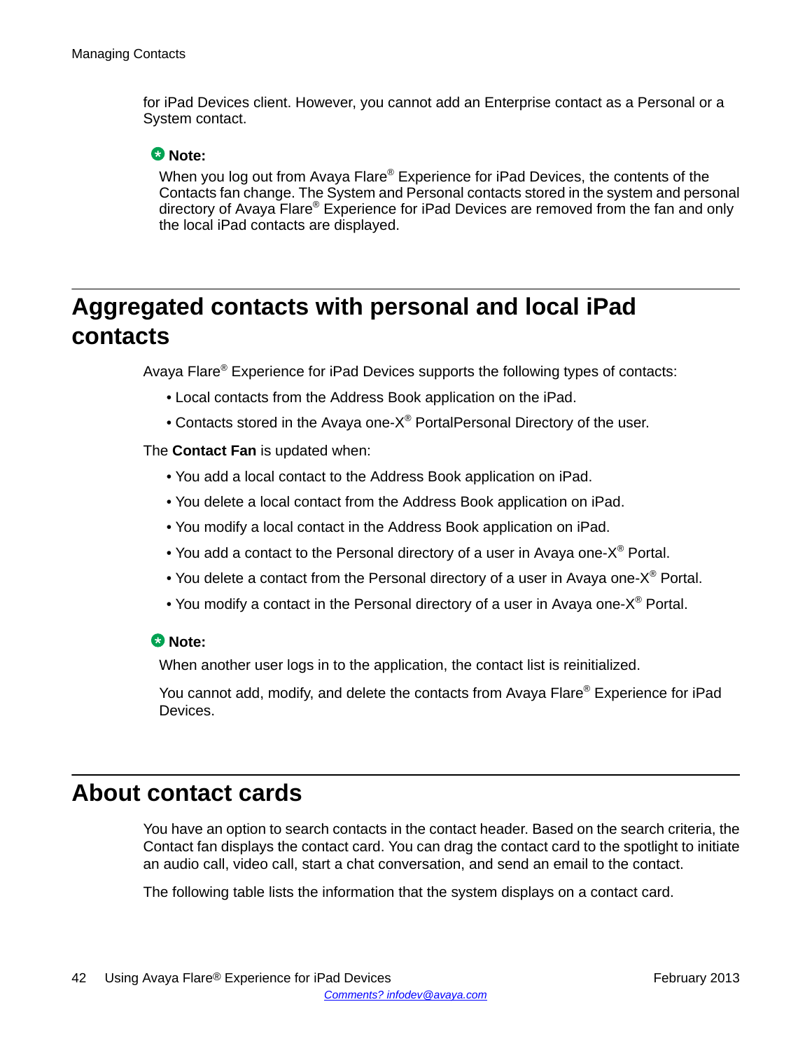for iPad Devices client. However, you cannot add an Enterprise contact as a Personal or a System contact.

**Note:**

When you log out from Avaya Flare® Experience for iPad Devices, the contents of the Contacts fan change. The System and Personal contacts stored in the system and personal directory of Avaya Flare® Experience for iPad Devices are removed from the fan and only the local iPad contacts are displayed.

## Aggregated contacts with personal and local iPad contacts

Avaya Flare® Experience for iPad Devices supports the following types of contacts:

- Local contacts from the Address Book application on the iPad.
- Contacts stored in the Avaya one-X® PortalPersonal Directory of the user.

The **Contact Fan** is updated when:

- You add a local contact to the Address Book application on iPad.
- You delete a local contact from the Address Book application on iPad.
- You modify a local contact in the Address Book application on iPad.
- You add a contact to the Personal directory of a user in Avaya one-X® Portal.
- You delete a contact from the Personal directory of a user in Avaya one-X® Portal.
- You modify a contact in the Personal directory of a user in Avaya one-X® Portal.

**Note:**

When another user logs in to the application, the contact list is reinitialized.

You cannot add, modify, and delete the contacts from Avaya Flare® Experience for iPad Devices.

## About contact cards

You have an option to search contacts in the contact header. Based on the search criteria, the Contact fan displays the contact card. You can drag the contact card to the spotlight to initiate an audio call, video call, start a chat conversation, and send an email to the contact.

The following table lists the information that the system displays on a contact card.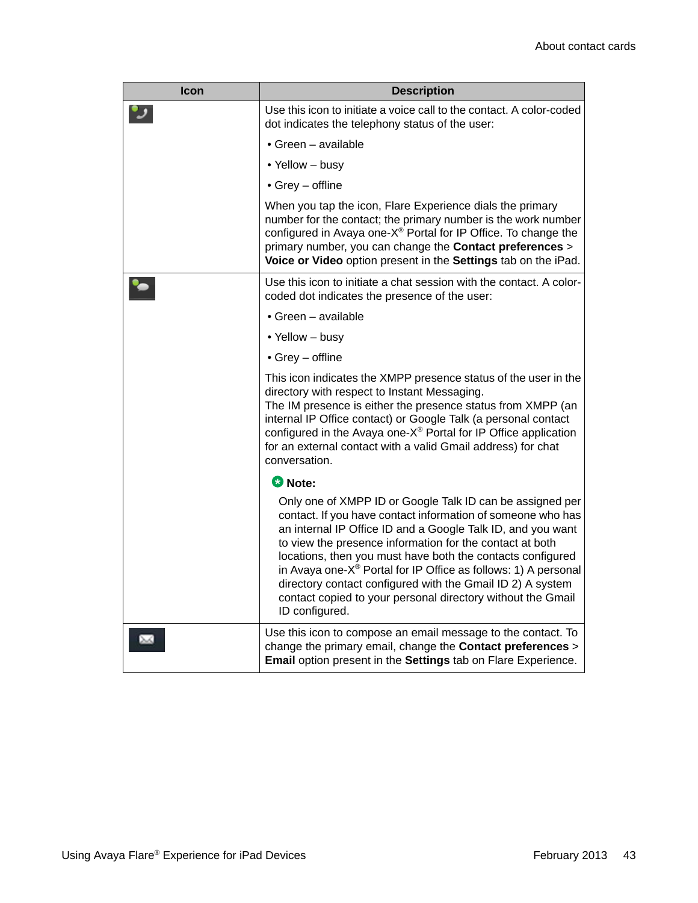| Icon | Description |
|---|---|
| | Use this icon to initiate a voice call to the contact. A color-coded dot indicates the telephony status of the user:<br>• Green – available<br>• Yellow – busy<br>• Grey – offline<br>When you tap the icon, Flare Experience dials the primary number for the contact; the primary number is the work number configured in Avaya one-X® Portal for IP Office. To change the primary number, you can change the **Contact preferences** > **Voice or Video** option present in the **Settings** tab on the iPad. |
| | Use this icon to initiate a chat session with the contact. A color-coded dot indicates the presence of the user:<br>• Green – available<br>• Yellow – busy<br>• Grey – offline<br>This icon indicates the XMPP presence status of the user in the directory with respect to Instant Messaging.<br>The IM presence is either the presence status from XMPP (an internal IP Office contact) or Google Talk (a personal contact configured in the Avaya one-X® Portal for IP Office application for an external contact with a valid Gmail address) for chat conversation.<br>**Note:**<br>Only one of XMPP ID or Google Talk ID can be assigned per contact. If you have contact information of someone who has an internal IP Office ID and a Google Talk ID, and you want to view the presence information for the contact at both locations, then you must have both the contacts configured in Avaya one-X® Portal for IP Office as follows: 1) A personal directory contact configured with the Gmail ID 2) A system contact copied to your personal directory without the Gmail ID configured. |
| | Use this icon to compose an email message to the contact. To change the primary email, change the **Contact preferences** > **Email** option present in the **Settings** tab on Flare Experience. |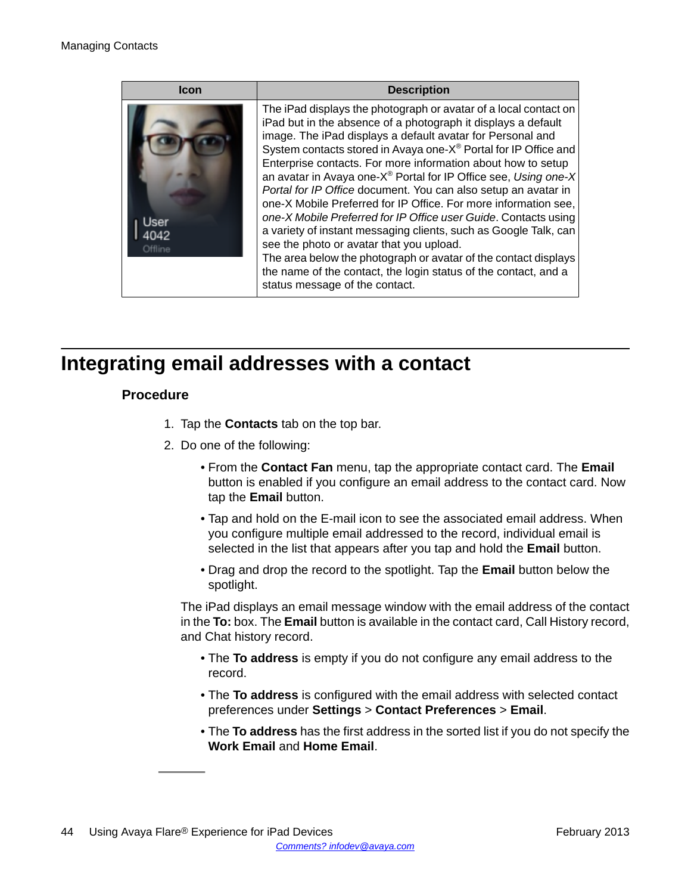| Icon | Description |
| --- | --- |
| | The iPad displays the photograph or avatar of a local contact on iPad but in the absence of a photograph it displays a default image. The iPad displays a default avatar for Personal and System contacts stored in Avaya one-X® Portal for IP Office and Enterprise contacts. For more information about how to setup an avatar in Avaya one-X® Portal for IP Office see, *Using one-X Portal for IP Office* document. You can also setup an avatar in one-X Mobile Preferred for IP Office. For more information see, *one-X Mobile Preferred for IP Office user Guide*. Contacts using a variety of instant messaging clients, such as Google Talk, can see the photo or avatar that you upload. The area below the photograph or avatar of the contact displays the name of the contact, the login status of the contact, and a status message of the contact. |

# Integrating email addresses with a contact

## Procedure

1. Tap the **Contacts** tab on the top bar.
2. Do one of the following:
   - From the **Contact Fan** menu, tap the appropriate contact card. The **Email** button is enabled if you configure an email address to the contact card. Now tap the **Email** button.
   - Tap and hold on the E-mail icon to see the associated email address. When you configure multiple email addressed to the record, individual email is selected in the list that appears after you tap and hold the **Email** button.
   - Drag and drop the record to the spotlight. Tap the **Email** button below the spotlight.

   The iPad displays an email message window with the email address of the contact in the **To:** box. The **Email** button is available in the contact card, Call History record, and Chat history record.

   - The **To address** is empty if you do not configure any email address to the record.
   - The **To address** is configured with the email address with selected contact preferences under **Settings** > **Contact Preferences** > **Email**.
   - The **To address** has the first address in the sorted list if you do not specify the **Work Email** and **Home Email**.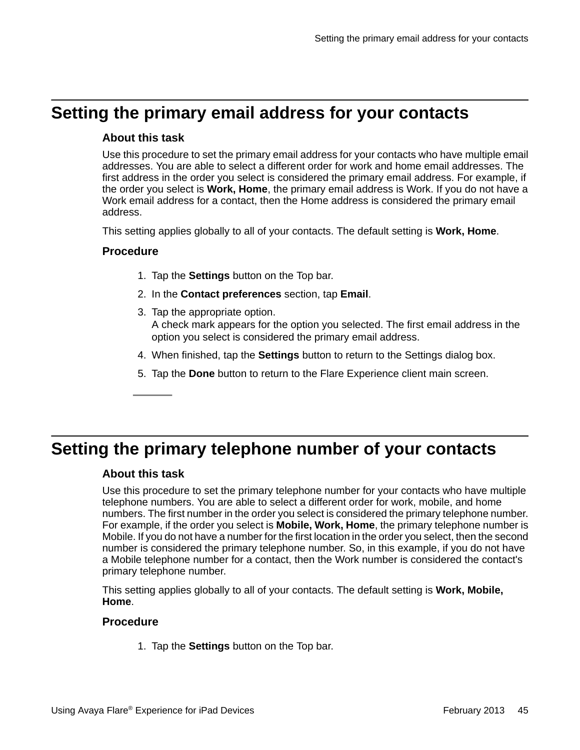## Setting the primary email address for your contacts

### About this task

Use this procedure to set the primary email address for your contacts who have multiple email addresses. You are able to select a different order for work and home email addresses. The first address in the order you select is considered the primary email address. For example, if the order you select is **Work, Home**, the primary email address is Work. If you do not have a Work email address for a contact, then the Home address is considered the primary email address.

This setting applies globally to all of your contacts. The default setting is **Work, Home**.

### Procedure

1. Tap the **Settings** button on the Top bar.
2. In the **Contact preferences** section, tap **Email**.
3. Tap the appropriate option.
   A check mark appears for the option you selected. The first email address in the option you select is considered the primary email address.
4. When finished, tap the **Settings** button to return to the Settings dialog box.
5. Tap the **Done** button to return to the Flare Experience client main screen.

## Setting the primary telephone number of your contacts

### About this task

Use this procedure to set the primary telephone number for your contacts who have multiple telephone numbers. You are able to select a different order for work, mobile, and home numbers. The first number in the order you select is considered the primary telephone number. For example, if the order you select is **Mobile, Work, Home**, the primary telephone number is Mobile. If you do not have a number for the first location in the order you select, then the second number is considered the primary telephone number. So, in this example, if you do not have a Mobile telephone number for a contact, then the Work number is considered the contact's primary telephone number.

This setting applies globally to all of your contacts. The default setting is **Work, Mobile, Home**.

### Procedure

1. Tap the **Settings** button on the Top bar.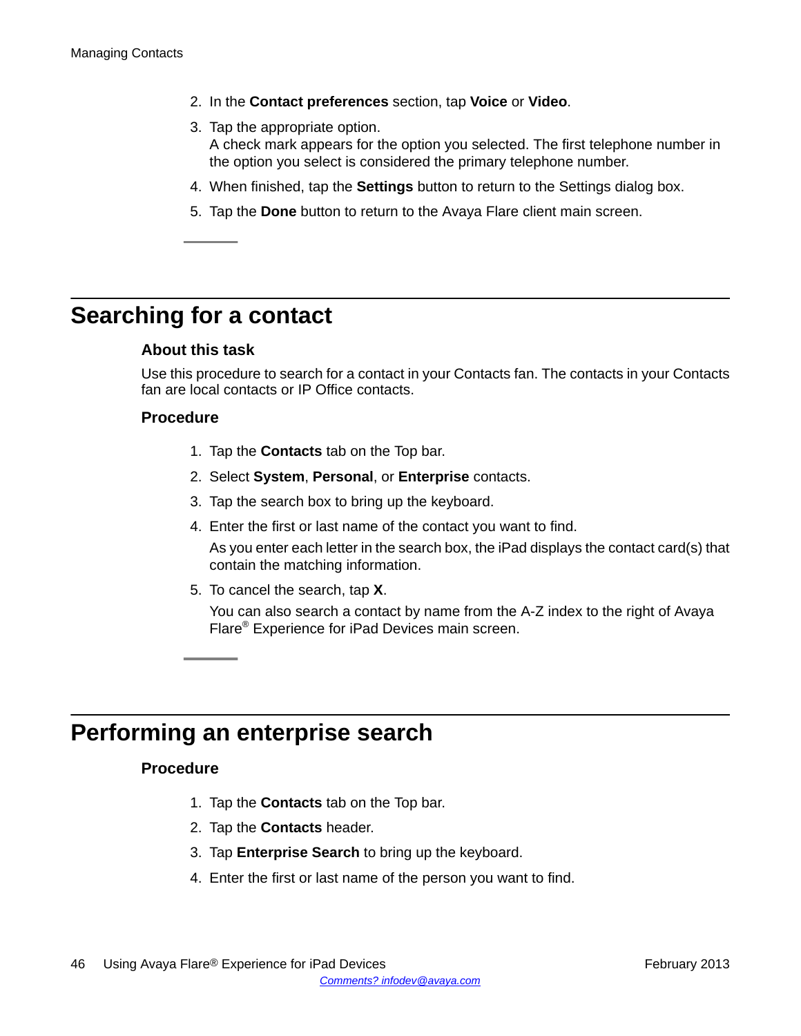2. In the **Contact preferences** section, tap **Voice** or **Video**.
3. Tap the appropriate option.
   A check mark appears for the option you selected. The first telephone number in the option you select is considered the primary telephone number.
4. When finished, tap the **Settings** button to return to the Settings dialog box.
5. Tap the **Done** button to return to the Avaya Flare client main screen.

## Searching for a contact

### About this task

Use this procedure to search for a contact in your Contacts fan. The contacts in your Contacts fan are local contacts or IP Office contacts.

### Procedure

1. Tap the **Contacts** tab on the Top bar.
2. Select **System**, **Personal**, or **Enterprise** contacts.
3. Tap the search box to bring up the keyboard.
4. Enter the first or last name of the contact you want to find.

   As you enter each letter in the search box, the iPad displays the contact card(s) that contain the matching information.
5. To cancel the search, tap **X**.

   You can also search a contact by name from the A-Z index to the right of Avaya Flare® Experience for iPad Devices main screen.

## Performing an enterprise search

### Procedure

1. Tap the **Contacts** tab on the Top bar.
2. Tap the **Contacts** header.
3. Tap **Enterprise Search** to bring up the keyboard.
4. Enter the first or last name of the person you want to find.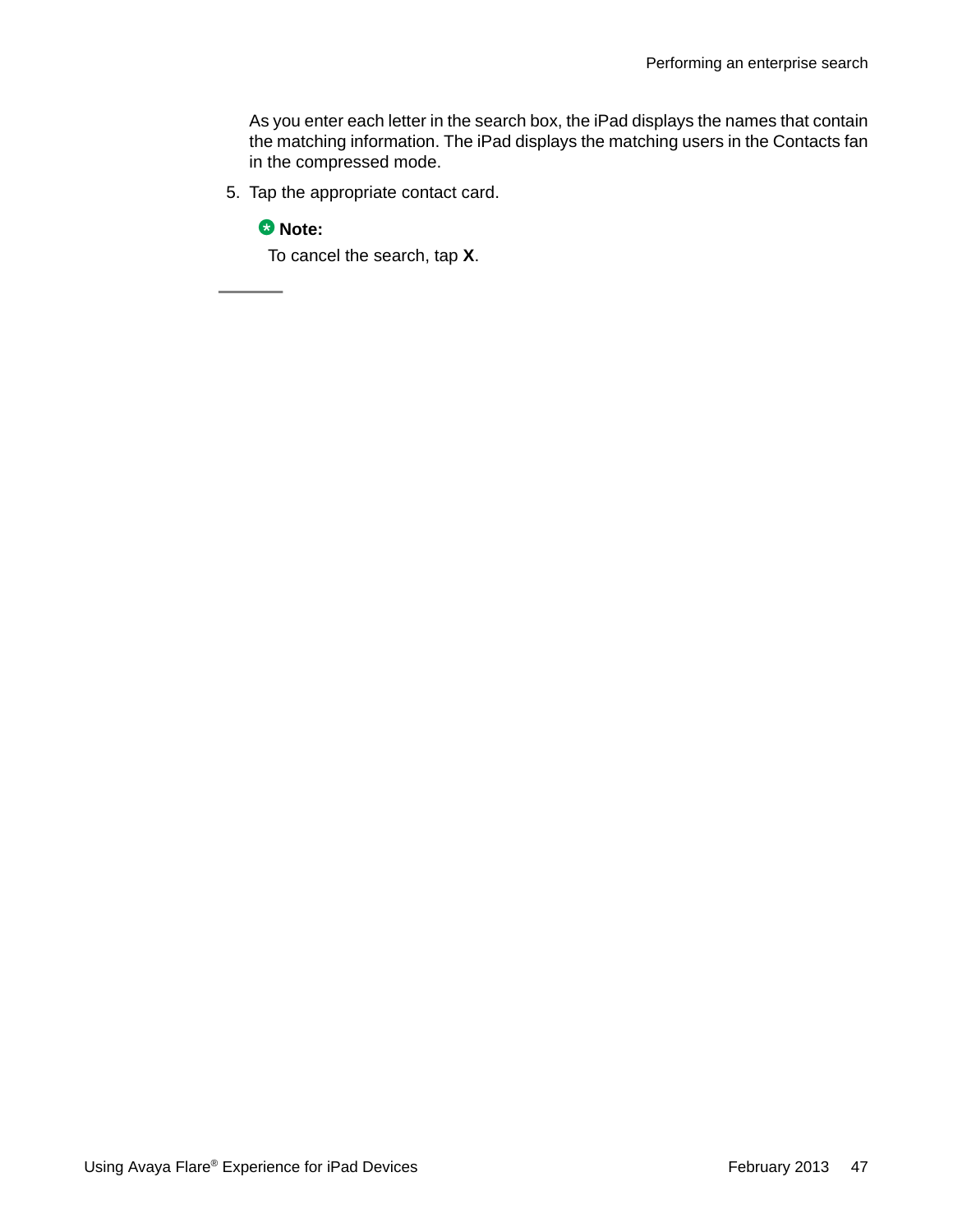As you enter each letter in the search box, the iPad displays the names that contain the matching information. The iPad displays the matching users in the Contacts fan in the compressed mode.

5. Tap the appropriate contact card.

   **Note:**

   To cancel the search, tap **X**.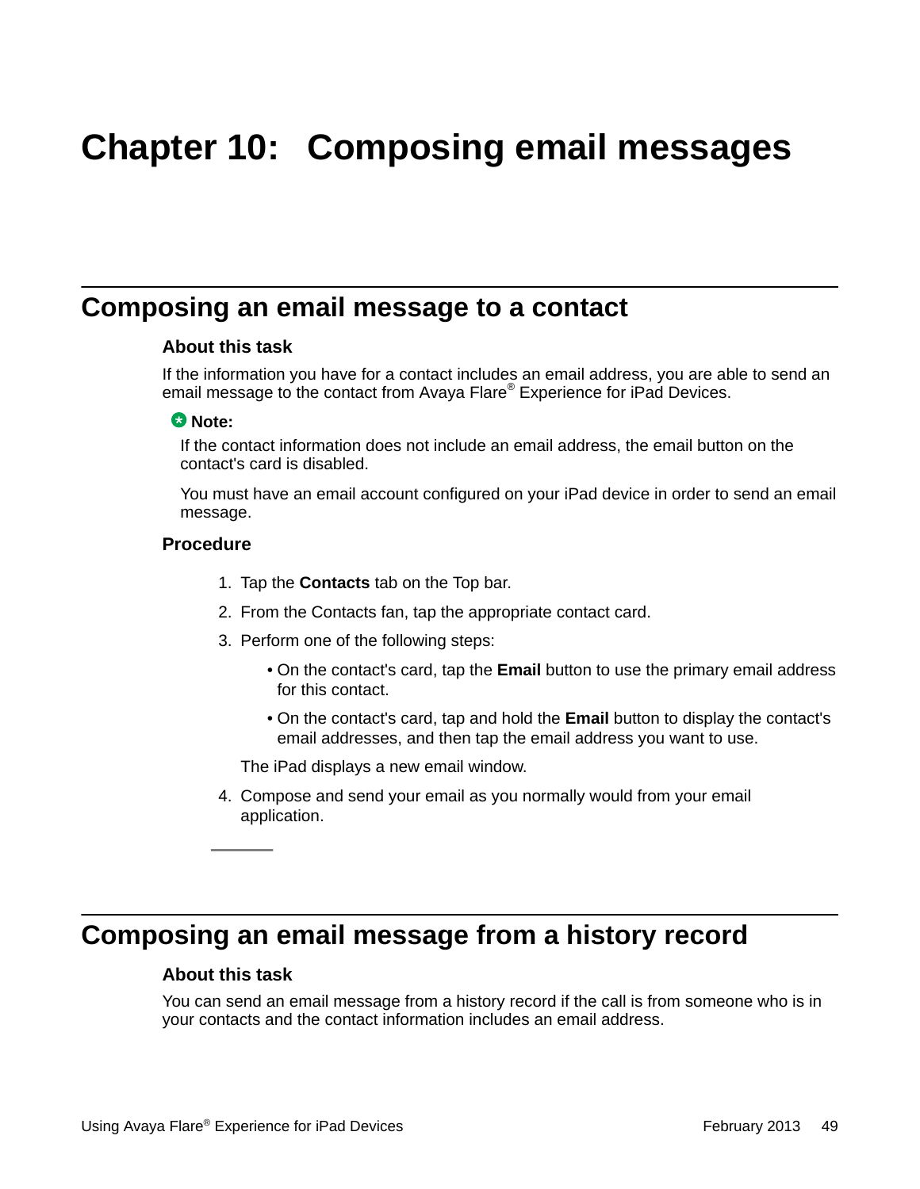# Chapter 10: Composing email messages

## Composing an email message to a contact

### About this task

If the information you have for a contact includes an email address, you are able to send an email message to the contact from Avaya Flare® Experience for iPad Devices.

**Note:**

If the contact information does not include an email address, the email button on the contact's card is disabled.

You must have an email account configured on your iPad device in order to send an email message.

### Procedure

1. Tap the **Contacts** tab on the Top bar.
2. From the Contacts fan, tap the appropriate contact card.
3. Perform one of the following steps:
   - On the contact's card, tap the **Email** button to use the primary email address for this contact.
   - On the contact's card, tap and hold the **Email** button to display the contact's email addresses, and then tap the email address you want to use.

   The iPad displays a new email window.
4. Compose and send your email as you normally would from your email application.

## Composing an email message from a history record

### About this task

You can send an email message from a history record if the call is from someone who is in your contacts and the contact information includes an email address.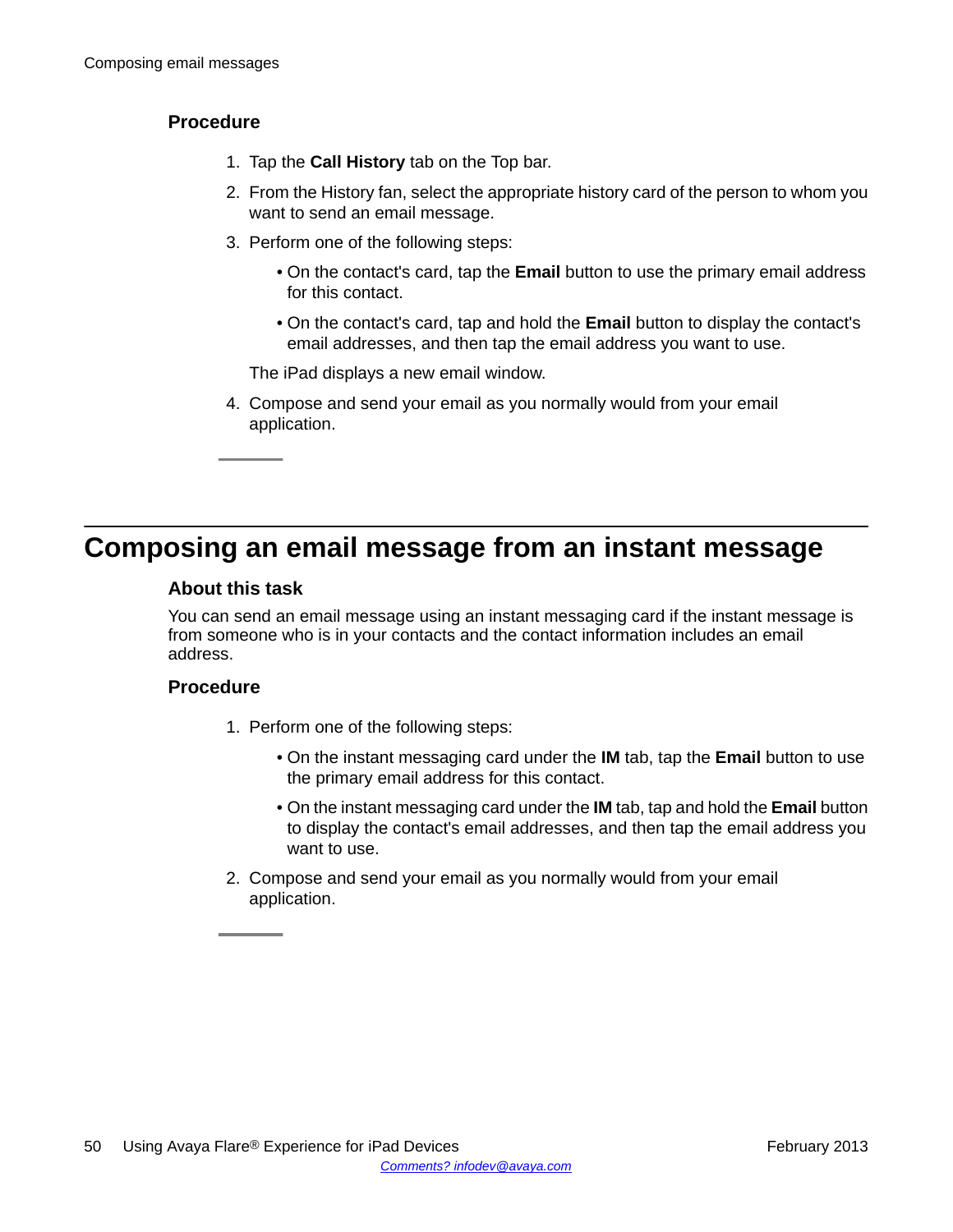#### Procedure

1. Tap the **Call History** tab on the Top bar.
2. From the History fan, select the appropriate history card of the person to whom you want to send an email message.
3. Perform one of the following steps:
   - On the contact's card, tap the **Email** button to use the primary email address for this contact.
   - On the contact's card, tap and hold the **Email** button to display the contact's email addresses, and then tap the email address you want to use.

   The iPad displays a new email window.
4. Compose and send your email as you normally would from your email application.

## Composing an email message from an instant message

#### About this task

You can send an email message using an instant messaging card if the instant message is from someone who is in your contacts and the contact information includes an email address.

#### Procedure

1. Perform one of the following steps:
   - On the instant messaging card under the **IM** tab, tap the **Email** button to use the primary email address for this contact.
   - On the instant messaging card under the **IM** tab, tap and hold the **Email** button to display the contact's email addresses, and then tap the email address you want to use.
2. Compose and send your email as you normally would from your email application.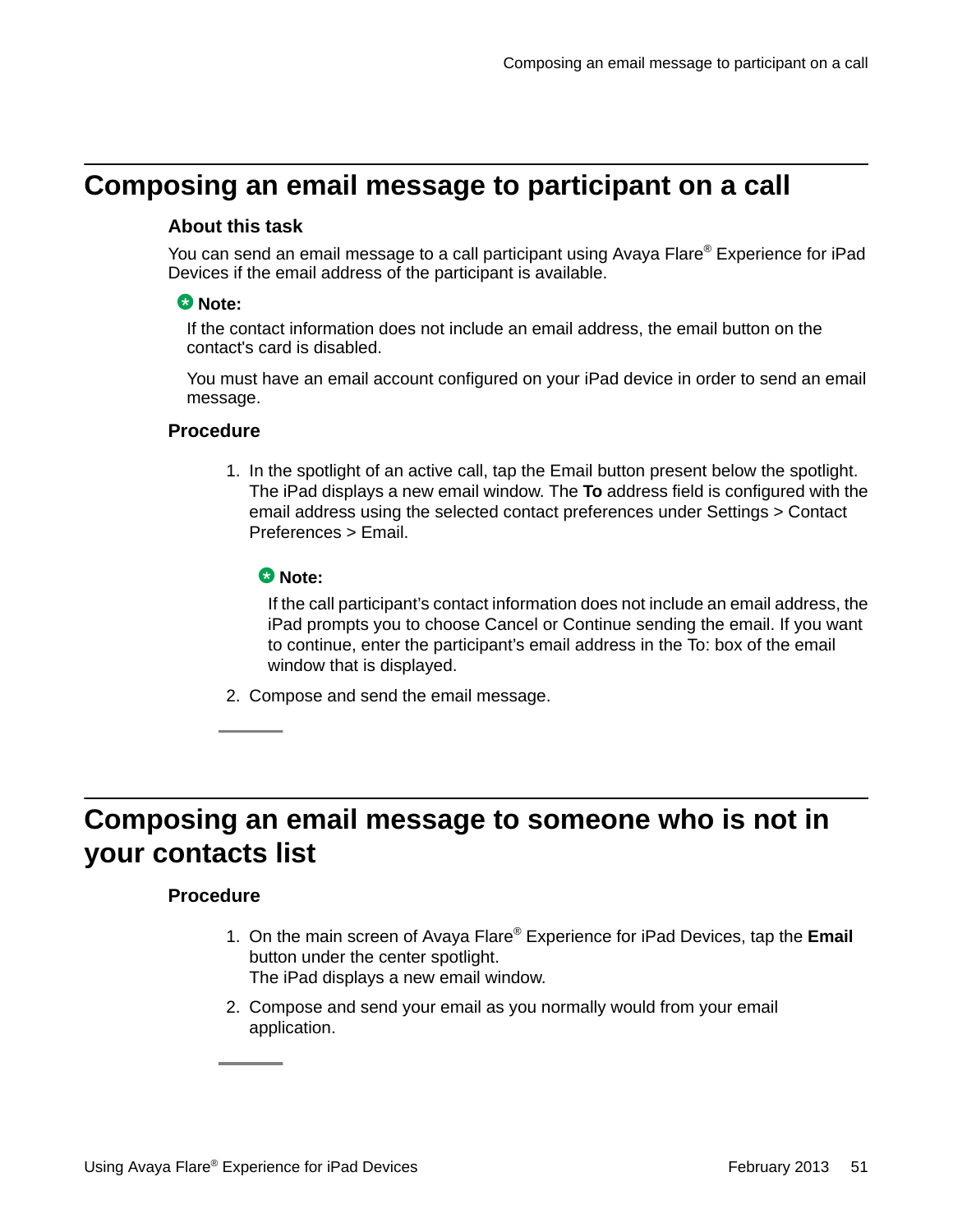# Composing an email message to participant on a call

### About this task

You can send an email message to a call participant using Avaya Flare® Experience for iPad Devices if the email address of the participant is available.

**Note:**

If the contact information does not include an email address, the email button on the contact's card is disabled.

You must have an email account configured on your iPad device in order to send an email message.

### Procedure

1. In the spotlight of an active call, tap the Email button present below the spotlight.
   The iPad displays a new email window. The **To** address field is configured with the email address using the selected contact preferences under Settings > Contact Preferences > Email.

   **Note:**

   If the call participant's contact information does not include an email address, the iPad prompts you to choose Cancel or Continue sending the email. If you want to continue, enter the participant's email address in the To: box of the email window that is displayed.

2. Compose and send the email message.

# Composing an email message to someone who is not in your contacts list

### Procedure

1. On the main screen of Avaya Flare® Experience for iPad Devices, tap the **Email** button under the center spotlight.
   The iPad displays a new email window.
2. Compose and send your email as you normally would from your email application.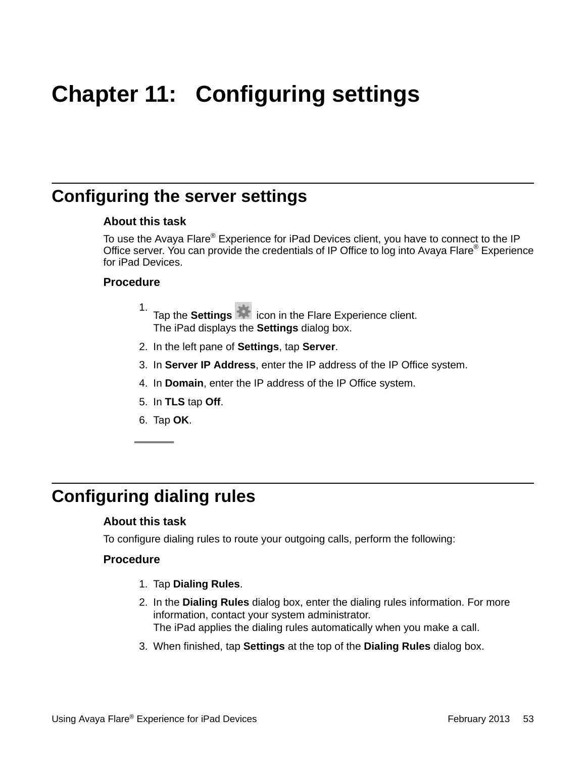# Chapter 11: Configuring settings

## Configuring the server settings

### About this task

To use the Avaya Flare® Experience for iPad Devices client, you have to connect to the IP Office server. You can provide the credentials of IP Office to log into Avaya Flare® Experience for iPad Devices.

### Procedure

1. Tap the **Settings** icon in the Flare Experience client.
   The iPad displays the **Settings** dialog box.
2. In the left pane of **Settings**, tap **Server**.
3. In **Server IP Address**, enter the IP address of the IP Office system.
4. In **Domain**, enter the IP address of the IP Office system.
5. In **TLS** tap **Off**.
6. Tap **OK**.

## Configuring dialing rules

### About this task

To configure dialing rules to route your outgoing calls, perform the following:

### Procedure

1. Tap **Dialing Rules**.
2. In the **Dialing Rules** dialog box, enter the dialing rules information. For more information, contact your system administrator.
   The iPad applies the dialing rules automatically when you make a call.
3. When finished, tap **Settings** at the top of the **Dialing Rules** dialog box.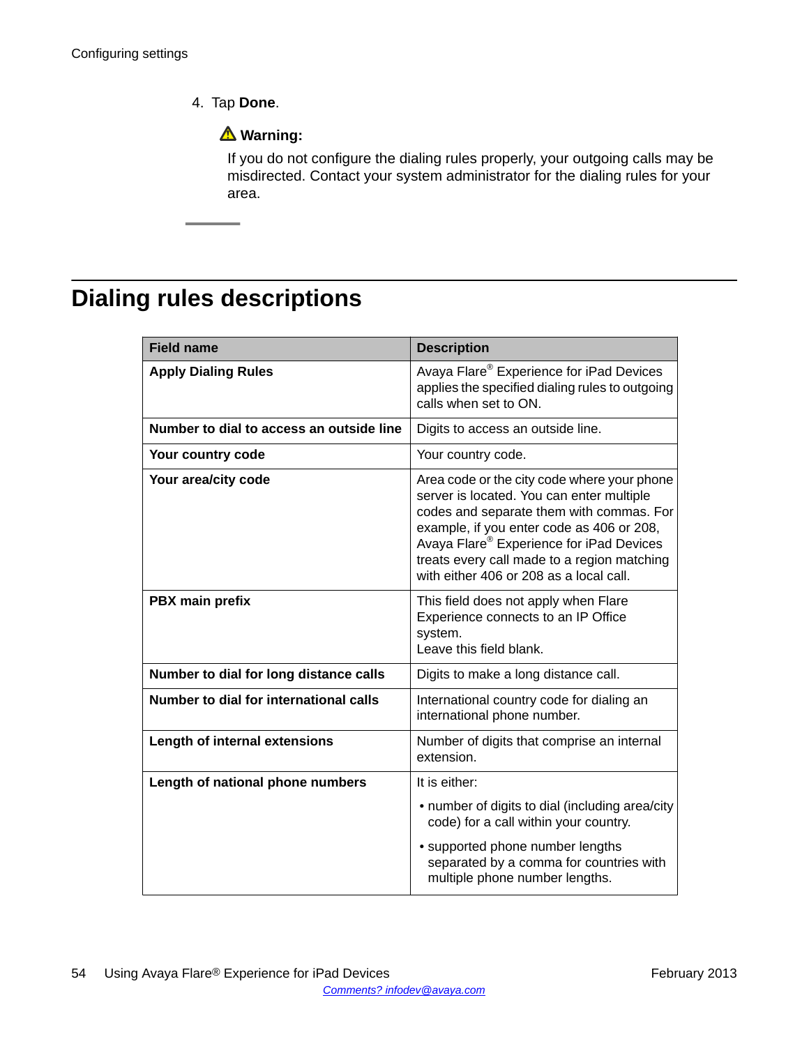4. Tap **Done**.

> ⚠ **Warning:**
>
> If you do not configure the dialing rules properly, your outgoing calls may be misdirected. Contact your system administrator for the dialing rules for your area.

## Dialing rules descriptions

| Field name | Description |
| --- | --- |
| **Apply Dialing Rules** | Avaya Flare® Experience for iPad Devices applies the specified dialing rules to outgoing calls when set to ON. |
| **Number to dial to access an outside line** | Digits to access an outside line. |
| **Your country code** | Your country code. |
| **Your area/city code** | Area code or the city code where your phone server is located. You can enter multiple codes and separate them with commas. For example, if you enter code as 406 or 208, Avaya Flare® Experience for iPad Devices treats every call made to a region matching with either 406 or 208 as a local call. |
| **PBX main prefix** | This field does not apply when Flare Experience connects to an IP Office system.<br>Leave this field blank. |
| **Number to dial for long distance calls** | Digits to make a long distance call. |
| **Number to dial for international calls** | International country code for dialing an international phone number. |
| **Length of internal extensions** | Number of digits that comprise an internal extension. |
| **Length of national phone numbers** | It is either:<br>• number of digits to dial (including area/city code) for a call within your country.<br>• supported phone number lengths separated by a comma for countries with multiple phone number lengths. |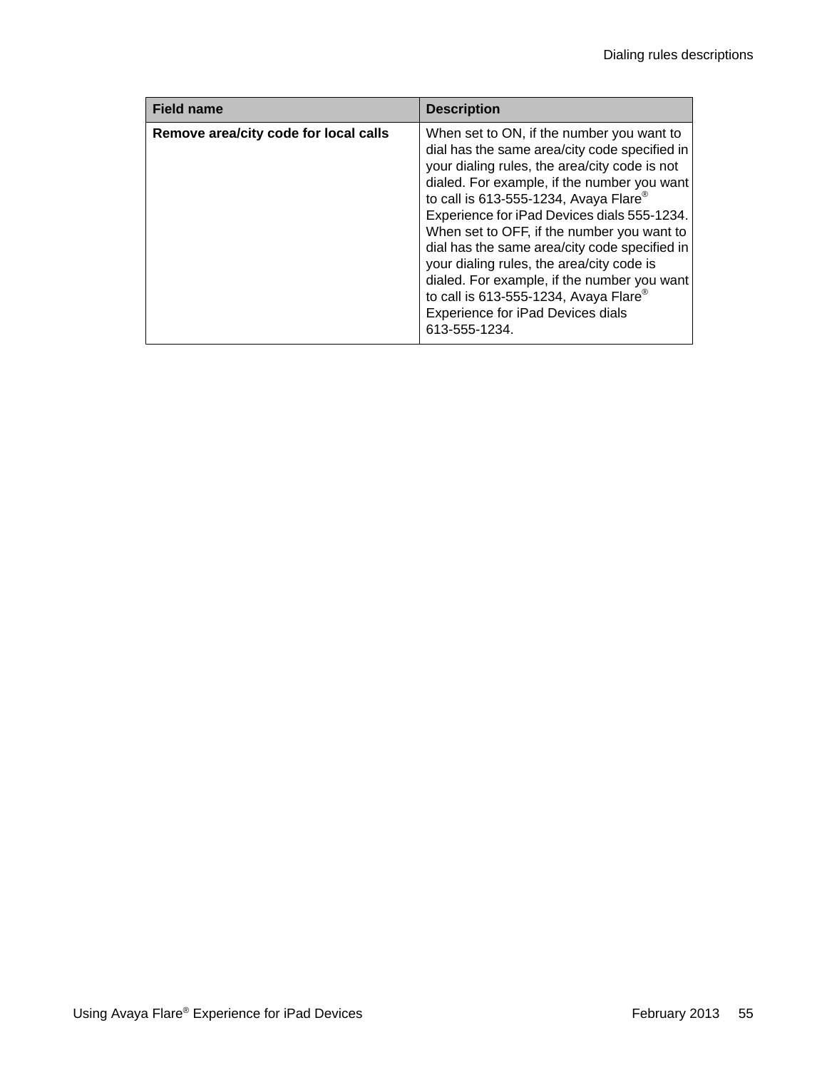| Field name | Description |
|---|---|
| **Remove area/city code for local calls** | When set to ON, if the number you want to dial has the same area/city code specified in your dialing rules, the area/city code is not dialed. For example, if the number you want to call is 613-555-1234, Avaya Flare® Experience for iPad Devices dials 555-1234. When set to OFF, if the number you want to dial has the same area/city code specified in your dialing rules, the area/city code is dialed. For example, if the number you want to call is 613-555-1234, Avaya Flare® Experience for iPad Devices dials 613-555-1234. |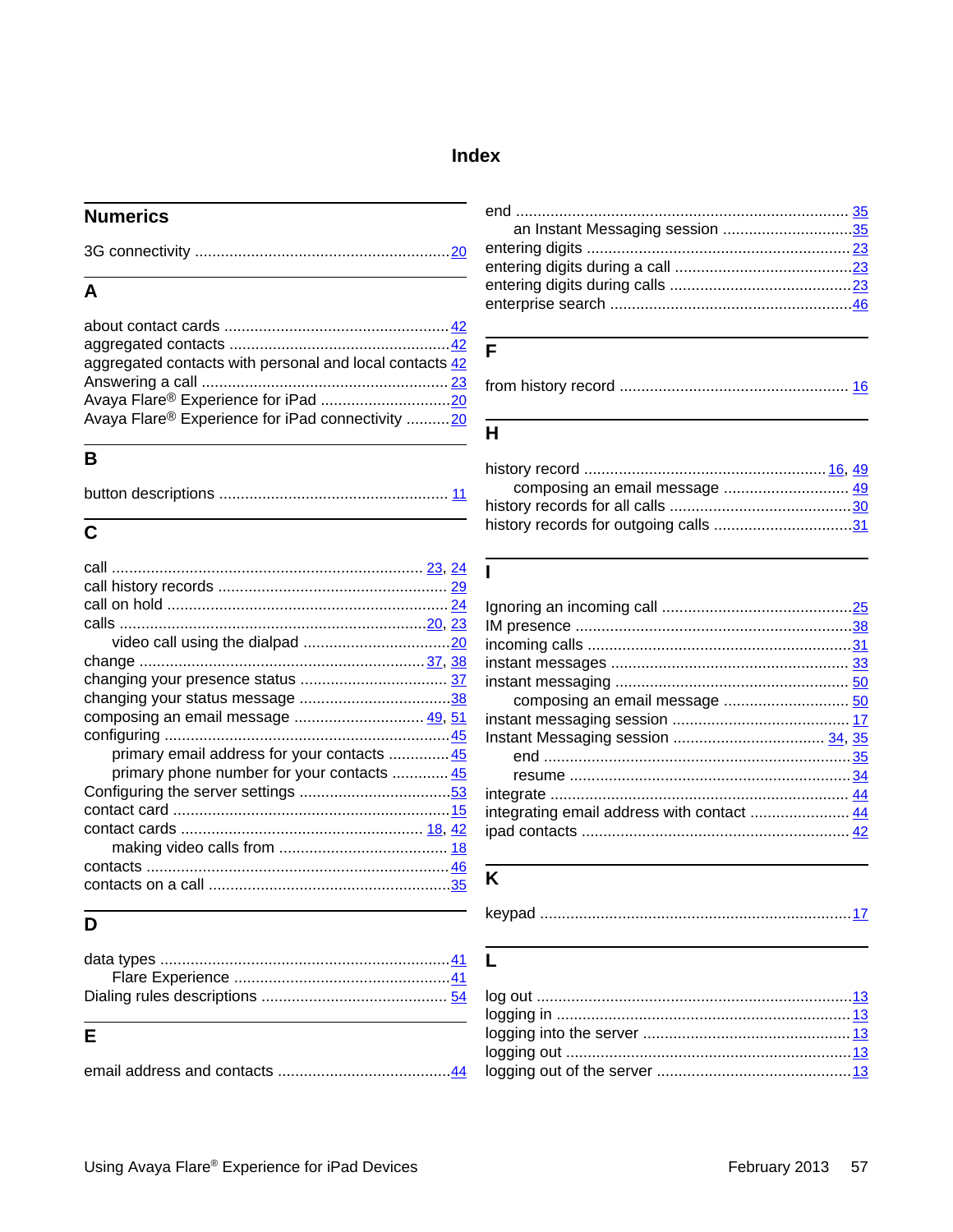# Index

## Numerics

3G connectivity ............................................................ 20

## A

about contact cards ..................................................... 42
aggregated contacts ..................................................... 42
aggregated contacts with personal and local contacts 42
Answering a call .......................................................... 23
Avaya Flare® Experience for iPad .............................. 20
Avaya Flare® Experience for iPad connectivity .......... 20

## B

button descriptions ..................................................... 11

## C

call ........................................................................ 23, 24
call history records ...................................................... 29
call on hold .................................................................. 24
calls ........................................................................ 20, 23
- video call using the dialpad ................................... 20

change .................................................................. 37, 38
changing your presence status ................................... 37
changing your status message .................................... 38
composing an email message ............................... 49, 51
configuring ................................................................... 45
- primary email address for your contacts .............. 45
- primary phone number for your contacts ............. 45

Configuring the server settings .................................... 53
contact card ................................................................. 15
contact cards ......................................................... 18, 42
- making video calls from ........................................ 18

contacts ....................................................................... 46
contacts on a call ......................................................... 35

## D

data types .................................................................... 41
- Flare Experience ................................................... 41

Dialing rules descriptions ............................................. 54

## E

email address and contacts ......................................... 44
end ............................................................................... 35
- an Instant Messaging session .............................. 35

entering digits .............................................................. 23
entering digits during a call .......................................... 23
entering digits during calls ........................................... 23
enterprise search ......................................................... 46

## F

from history record ...................................................... 16

## H

history record ........................................................ 16, 49
- composing an email message ............................. 49

history records for all calls ........................................... 30
history records for outgoing calls ................................. 31

## I

Ignoring an incoming call ............................................. 25
IM presence ................................................................. 38
incoming calls .............................................................. 31
instant messages ......................................................... 33
instant messaging ........................................................ 50
- composing an email message ............................. 50

instant messaging session ........................................... 17
Instant Messaging session ..................................... 34, 35
- end ....................................................................... 35
- resume .................................................................. 34

integrate ...................................................................... 44
integrating email address with contact ......................... 44
ipad contacts ............................................................... 42

## K

keypad ......................................................................... 17

## L

log out ......................................................................... 13
logging in .................................................................... 13
logging into the server ................................................. 13
logging out ................................................................... 13
logging out of the server .............................................. 13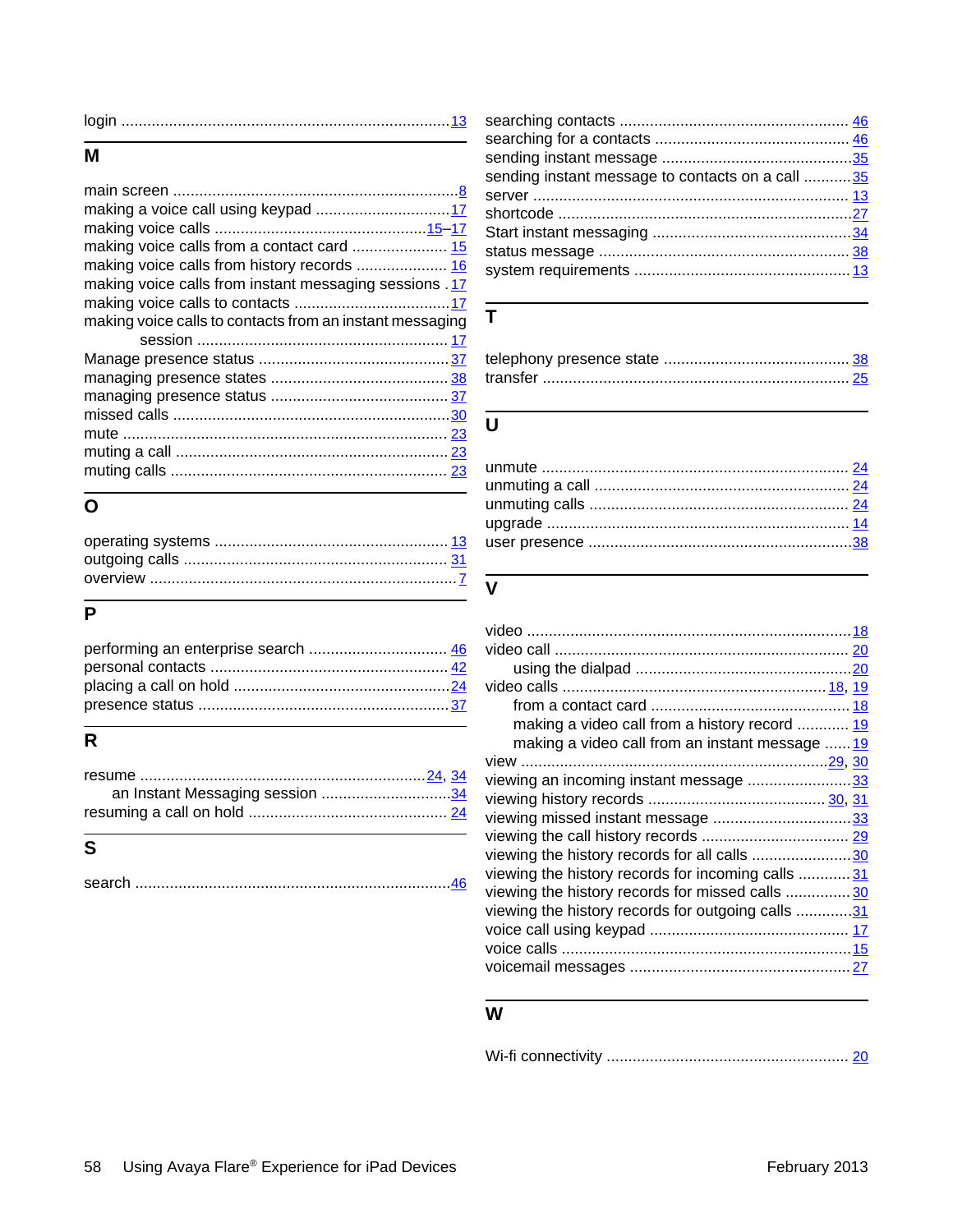login .......................................................................... 13

## M

main screen .................................................................. 8
making a voice call using keypad ............................... 17
making voice calls ................................................ 15–17
making voice calls from a contact card ...................... 15
making voice calls from history records ..................... 16
making voice calls from instant messaging sessions . 17
making voice calls to contacts .................................... 17
making voice calls to contacts from an instant messaging session .......................................................... 17
Manage presence status ............................................ 37
managing presence states ......................................... 38
managing presence status ......................................... 37
missed calls ................................................................ 30
mute ............................................................................ 23
muting a call ............................................................... 23
muting calls ................................................................ 23

## O

operating systems ...................................................... 13
outgoing calls ............................................................. 31
overview ....................................................................... 7

## P

performing an enterprise search ................................ 46
personal contacts ....................................................... 42
placing a call on hold .................................................. 24
presence status .......................................................... 37

## R

resume ................................................................. 24, 34
  an Instant Messaging session .............................. 34
resuming a call on hold .............................................. 24

## S

search ......................................................................... 46
searching contacts ..................................................... 46
searching for a contacts ............................................. 46
sending instant message ............................................ 35
sending instant message to contacts on a call ........... 35
server .......................................................................... 13
shortcode .................................................................... 27
Start instant messaging .............................................. 34
status message ........................................................... 38
system requirements .................................................. 13

## T

telephony presence state ........................................... 38
transfer ....................................................................... 25

## U

unmute ........................................................................ 24
unmuting a call ........................................................... 24
unmuting calls ............................................................ 24
upgrade ...................................................................... 14
user presence ............................................................. 38

## V

video ........................................................................... 18
video call .................................................................... 20
  using the dialpad .................................................. 20
video calls ............................................................ 18, 19
  from a contact card ............................................... 18
  making a video call from a history record ............ 19
  making a video call from an instant message ...... 19
view ...................................................................... 29, 30
viewing an incoming instant message ........................ 33
viewing history records ......................................... 30, 31
viewing missed instant message ................................ 33
viewing the call history records .................................. 29
viewing the history records for all calls ...................... 30
viewing the history records for incoming calls ............ 31
viewing the history records for missed calls ............... 30
viewing the history records for outgoing calls ............. 31
voice call using keypad .............................................. 17
voice calls ................................................................... 15
voicemail messages ................................................... 27

## W

Wi-fi connectivity ........................................................ 20